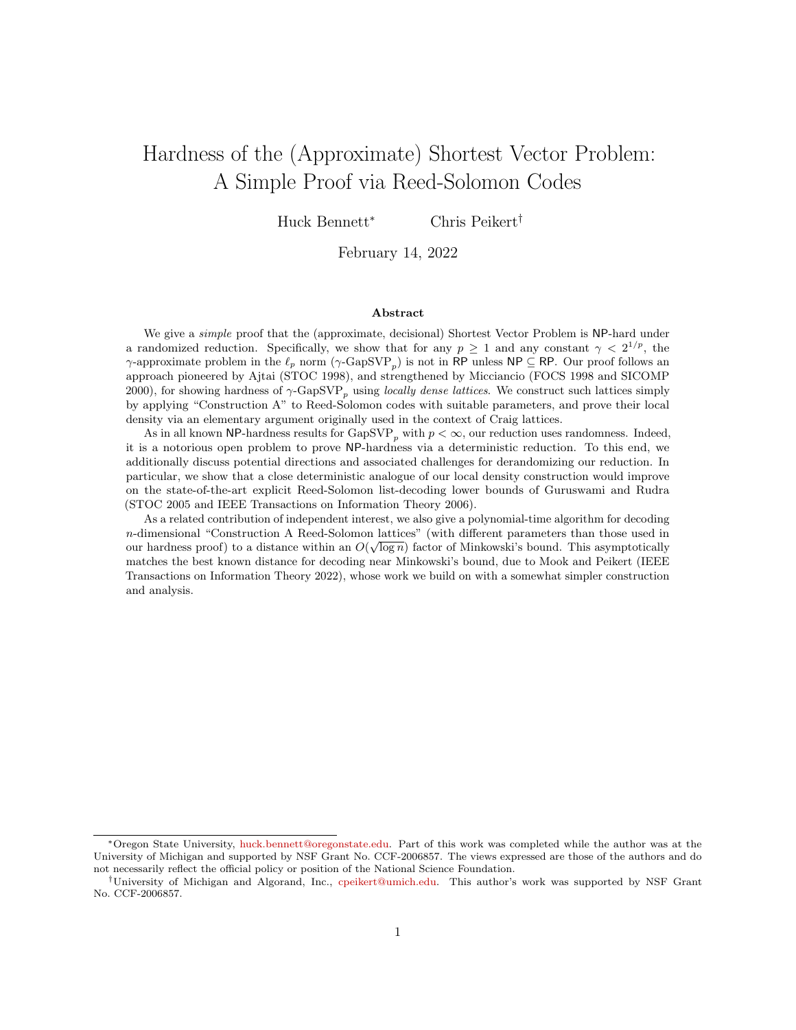# Hardness of the (Approximate) Shortest Vector Problem: A Simple Proof via Reed-Solomon Codes

Huck Bennett[*] Chris Peikert[†]

February 14, 2022

### Abstract

We give a *simple* proof that the (approximate, decisional) Shortest Vector Problem is NP-hard under a randomized reduction. Specifically, we show that for any $p \geq 1$ and any constant $\gamma < 2^{1/p}$, the $\gamma$-approximate problem in the $\ell_p$ norm ($\gamma$-$\mathrm{GapSVP}_p$) is not in RP unless NP $\subseteq$ RP. Our proof follows an approach pioneered by Ajtai (STOC 1998), and strengthened by Micciancio (FOCS 1998 and SICOMP 2000), for showing hardness of $\gamma$-$\mathrm{GapSVP}_p$ using *locally dense lattices*. We construct such lattices simply by applying "Construction A" to Reed-Solomon codes with suitable parameters, and prove their local density via an elementary argument originally used in the context of Craig lattices.

As in all known NP-hardness results for $\mathrm{GapSVP}_p$ with $p < \infty$, our reduction uses randomness. Indeed, it is a notorious open problem to prove NP-hardness via a deterministic reduction. To this end, we additionally discuss potential directions and associated challenges for derandomizing our reduction. In particular, we show that a close deterministic analogue of our local density construction would improve on the state-of-the-art explicit Reed-Solomon list-decoding lower bounds of Guruswami and Rudra (STOC 2005 and IEEE Transactions on Information Theory 2006).

As a related contribution of independent interest, we also give a polynomial-time algorithm for decoding $n$-dimensional "Construction A Reed-Solomon lattices" (with different parameters than those used in our hardness proof) to a distance within an $O(\sqrt{\log n})$ factor of Minkowski's bound. This asymptotically matches the best known distance for decoding near Minkowski's bound, due to Mook and Peikert (IEEE Transactions on Information Theory 2022), whose work we build on with a somewhat simpler construction and analysis.

---

[*] Oregon State University, huck.bennett@oregonstate.edu. Part of this work was completed while the author was at the University of Michigan and supported by NSF Grant No. CCF-2006857. The views expressed are those of the authors and do not necessarily reflect the official policy or position of the National Science Foundation.

[†] University of Michigan and Algorand, Inc., cpeikert@umich.edu. This author's work was supported by NSF Grant No. CCF-2006857.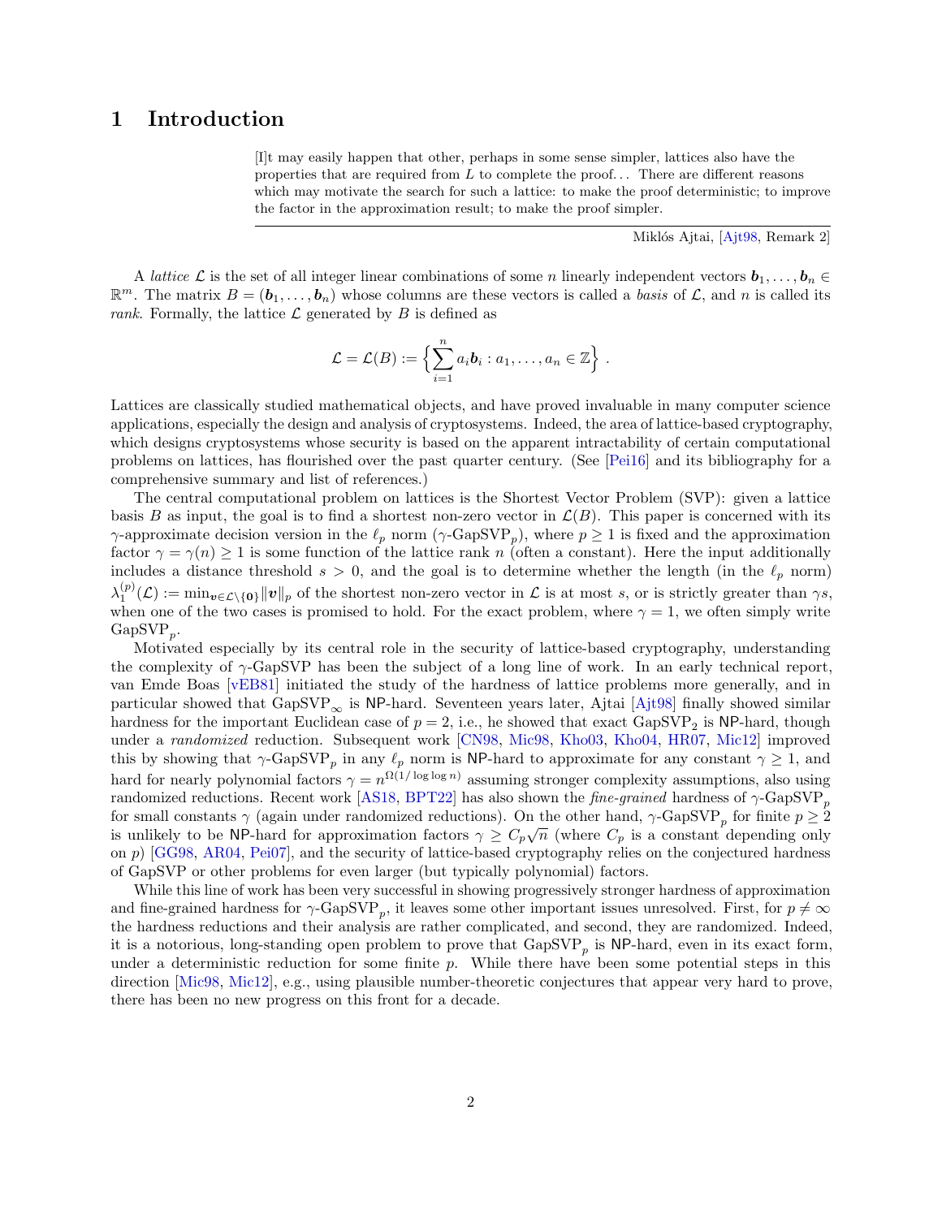# 1 Introduction

> [I]t may easily happen that other, perhaps in some sense simpler, lattices also have the properties that are required from $L$ to complete the proof… There are different reasons which may motivate the search for such a lattice: to make the proof deterministic; to improve the factor in the approximation result; to make the proof simpler.
>
> Miklós Ajtai, [Ajt98, Remark 2]

A *lattice* $\mathcal{L}$ is the set of all integer linear combinations of some $n$ linearly independent vectors $\boldsymbol{b}_1, \ldots, \boldsymbol{b}_n \in \mathbb{R}^m$. The matrix $B = (\boldsymbol{b}_1, \ldots, \boldsymbol{b}_n)$ whose columns are these vectors is called a *basis* of $\mathcal{L}$, and $n$ is called its *rank*. Formally, the lattice $\mathcal{L}$ generated by $B$ is defined as

$$\mathcal{L} = \mathcal{L}(B) := \Big\{ \sum_{i=1}^{n} a_i \boldsymbol{b}_i : a_1, \ldots, a_n \in \mathbb{Z} \Big\} .$$

Lattices are classically studied mathematical objects, and have proved invaluable in many computer science applications, especially the design and analysis of cryptosystems. Indeed, the area of lattice-based cryptography, which designs cryptosystems whose security is based on the apparent intractability of certain computational problems on lattices, has flourished over the past quarter century. (See [Pei16] and its bibliography for a comprehensive summary and list of references.)

The central computational problem on lattices is the Shortest Vector Problem (SVP): given a lattice basis $B$ as input, the goal is to find a shortest non-zero vector in $\mathcal{L}(B)$. This paper is concerned with its $\gamma$-approximate decision version in the $\ell_p$ norm ($\gamma$-$\mathrm{GapSVP}_p$), where $p \geq 1$ is fixed and the approximation factor $\gamma = \gamma(n) \geq 1$ is some function of the lattice rank $n$ (often a constant). Here the input additionally includes a distance threshold $s > 0$, and the goal is to determine whether the length (in the $\ell_p$ norm) $\lambda_1^{(p)}(\mathcal{L}) := \min_{\boldsymbol{v} \in \mathcal{L} \setminus \{\boldsymbol{0}\}} \|\boldsymbol{v}\|_p$ of the shortest non-zero vector in $\mathcal{L}$ is at most $s$, or is strictly greater than $\gamma s$, when one of the two cases is promised to hold. For the exact problem, where $\gamma = 1$, we often simply write $\mathrm{GapSVP}_p$.

Motivated especially by its central role in the security of lattice-based cryptography, understanding the complexity of $\gamma$-GapSVP has been the subject of a long line of work. In an early technical report, van Emde Boas [vEB81] initiated the study of the hardness of lattice problems more generally, and in particular showed that $\mathrm{GapSVP}_\infty$ is NP-hard. Seventeen years later, Ajtai [Ajt98] finally showed similar hardness for the important Euclidean case of $p = 2$, i.e., he showed that exact $\mathrm{GapSVP}_2$ is NP-hard, though under a *randomized* reduction. Subsequent work [CN98, Mic98, Kho03, Kho04, HR07, Mic12] improved this by showing that $\gamma$-$\mathrm{GapSVP}_p$ in any $\ell_p$ norm is NP-hard to approximate for any constant $\gamma \geq 1$, and hard for nearly polynomial factors $\gamma = n^{\Omega(1/\log\log n)}$ assuming stronger complexity assumptions, also using randomized reductions. Recent work [AS18, BPT22] has also shown the *fine-grained* hardness of $\gamma$-$\mathrm{GapSVP}_p$ for small constants $\gamma$ (again under randomized reductions). On the other hand, $\gamma$-$\mathrm{GapSVP}_p$ for finite $p \geq 2$ is unlikely to be NP-hard for approximation factors $\gamma \geq C_p\sqrt{n}$ (where $C_p$ is a constant depending only on $p$) [GG98, AR04, Pei07], and the security of lattice-based cryptography relies on the conjectured hardness of GapSVP or other problems for even larger (but typically polynomial) factors.

While this line of work has been very successful in showing progressively stronger hardness of approximation and fine-grained hardness for $\gamma$-$\mathrm{GapSVP}_p$, it leaves some other important issues unresolved. First, for $p \neq \infty$ the hardness reductions and their analysis are rather complicated, and second, they are randomized. Indeed, it is a notorious, long-standing open problem to prove that $\mathrm{GapSVP}_p$ is NP-hard, even in its exact form, under a deterministic reduction for some finite $p$. While there have been some potential steps in this direction [Mic98, Mic12], e.g., using plausible number-theoretic conjectures that appear very hard to prove, there has been no new progress on this front for a decade.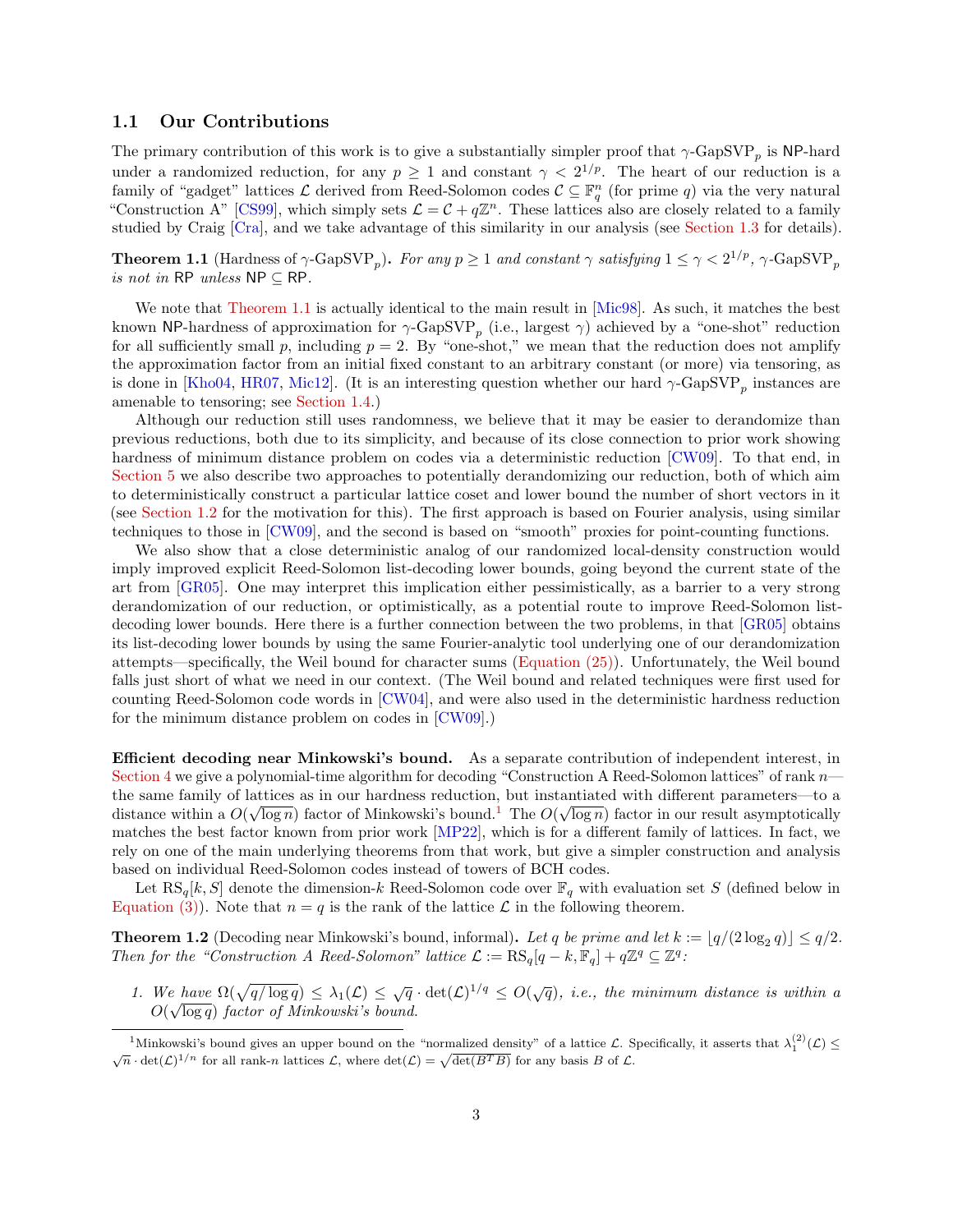## 1.1 Our Contributions

The primary contribution of this work is to give a substantially simpler proof that $\gamma$-GapSVP$_p$ is NP-hard under a randomized reduction, for any $p \geq 1$ and constant $\gamma < 2^{1/p}$. The heart of our reduction is a family of "gadget" lattices $\mathcal{L}$ derived from Reed-Solomon codes $\mathcal{C} \subseteq \mathbb{F}_q^n$ (for prime $q$) via the very natural "Construction A" [CS99], which simply sets $\mathcal{L} = \mathcal{C} + q\mathbb{Z}^n$. These lattices also are closely related to a family studied by Craig [Cra], and we take advantage of this similarity in our analysis (see Section 1.3 for details).

**Theorem 1.1** (Hardness of $\gamma$-GapSVP$_p$)**.** *For any $p \geq 1$ and constant $\gamma$ satisfying $1 \leq \gamma < 2^{1/p}$, $\gamma$-GapSVP$_p$ is not in RP unless NP $\subseteq$ RP.*

We note that Theorem 1.1 is actually identical to the main result in [Mic98]. As such, it matches the best known NP-hardness of approximation for $\gamma$-GapSVP$_p$ (i.e., largest $\gamma$) achieved by a "one-shot" reduction for all sufficiently small $p$, including $p = 2$. By "one-shot," we mean that the reduction does not amplify the approximation factor from an initial fixed constant to an arbitrary constant (or more) via tensoring, as is done in [Kho04, HR07, Mic12]. (It is an interesting question whether our hard $\gamma$-GapSVP$_p$ instances are amenable to tensoring; see Section 1.4.)

Although our reduction still uses randomness, we believe that it may be easier to derandomize than previous reductions, both due to its simplicity, and because of its close connection to prior work showing hardness of minimum distance problem on codes via a deterministic reduction [CW09]. To that end, in Section 5 we also describe two approaches to potentially derandomizing our reduction, both of which aim to deterministically construct a particular lattice coset and lower bound the number of short vectors in it (see Section 1.2 for the motivation for this). The first approach is based on Fourier analysis, using similar techniques to those in [CW09], and the second is based on "smooth" proxies for point-counting functions.

We also show that a close deterministic analog of our randomized local-density construction would imply improved explicit Reed-Solomon list-decoding lower bounds, going beyond the current state of the art from [GR05]. One may interpret this implication either pessimistically, as a barrier to a very strong derandomization of our reduction, or optimistically, as a potential route to improve Reed-Solomon list-decoding lower bounds. Here there is a further connection between the two problems, in that [GR05] obtains its list-decoding lower bounds by using the same Fourier-analytic tool underlying one of our derandomization attempts—specifically, the Weil bound for character sums (Equation (25)). Unfortunately, the Weil bound falls just short of what we need in our context. (The Weil bound and related techniques were first used for counting Reed-Solomon code words in [CW04], and were also used in the deterministic hardness reduction for the minimum distance problem on codes in [CW09].)

**Efficient decoding near Minkowski's bound.** As a separate contribution of independent interest, in Section 4 we give a polynomial-time algorithm for decoding "Construction A Reed-Solomon lattices" of rank $n$—the same family of lattices as in our hardness reduction, but instantiated with different parameters—to a distance within a $O(\sqrt{\log n})$ factor of Minkowski's bound.[1] The $O(\sqrt{\log n})$ factor in our result asymptotically matches the best factor known from prior work [MP22], which is for a different family of lattices. In fact, we rely on one of the main underlying theorems from that work, but give a simpler construction and analysis based on individual Reed-Solomon codes instead of towers of BCH codes.

Let $\mathrm{RS}_q[k, S]$ denote the dimension-$k$ Reed-Solomon code over $\mathbb{F}_q$ with evaluation set $S$ (defined below in Equation (3)). Note that $n = q$ is the rank of the lattice $\mathcal{L}$ in the following theorem.

**Theorem 1.2** (Decoding near Minkowski's bound, informal)**.** *Let $q$ be prime and let $k := \lfloor q/(2 \log_2 q) \rfloor \leq q/2$. Then for the "Construction A Reed-Solomon" lattice $\mathcal{L} := \mathrm{RS}_q[q-k, \mathbb{F}_q] + q\mathbb{Z}^q \subseteq \mathbb{Z}^q$:*

1. *We have $\Omega(\sqrt{q/\log q}) \leq \lambda_1(\mathcal{L}) \leq \sqrt{q} \cdot \det(\mathcal{L})^{1/q} \leq O(\sqrt{q})$, i.e., the minimum distance is within a $O(\sqrt{\log q})$ factor of Minkowski's bound.*

---

[1] Minkowski's bound gives an upper bound on the "normalized density" of a lattice $\mathcal{L}$. Specifically, it asserts that $\lambda_1^{(2)}(\mathcal{L}) \leq \sqrt{n} \cdot \det(\mathcal{L})^{1/n}$ for all rank-$n$ lattices $\mathcal{L}$, where $\det(\mathcal{L}) = \sqrt{\det(B^T B)}$ for any basis $B$ of $\mathcal{L}$.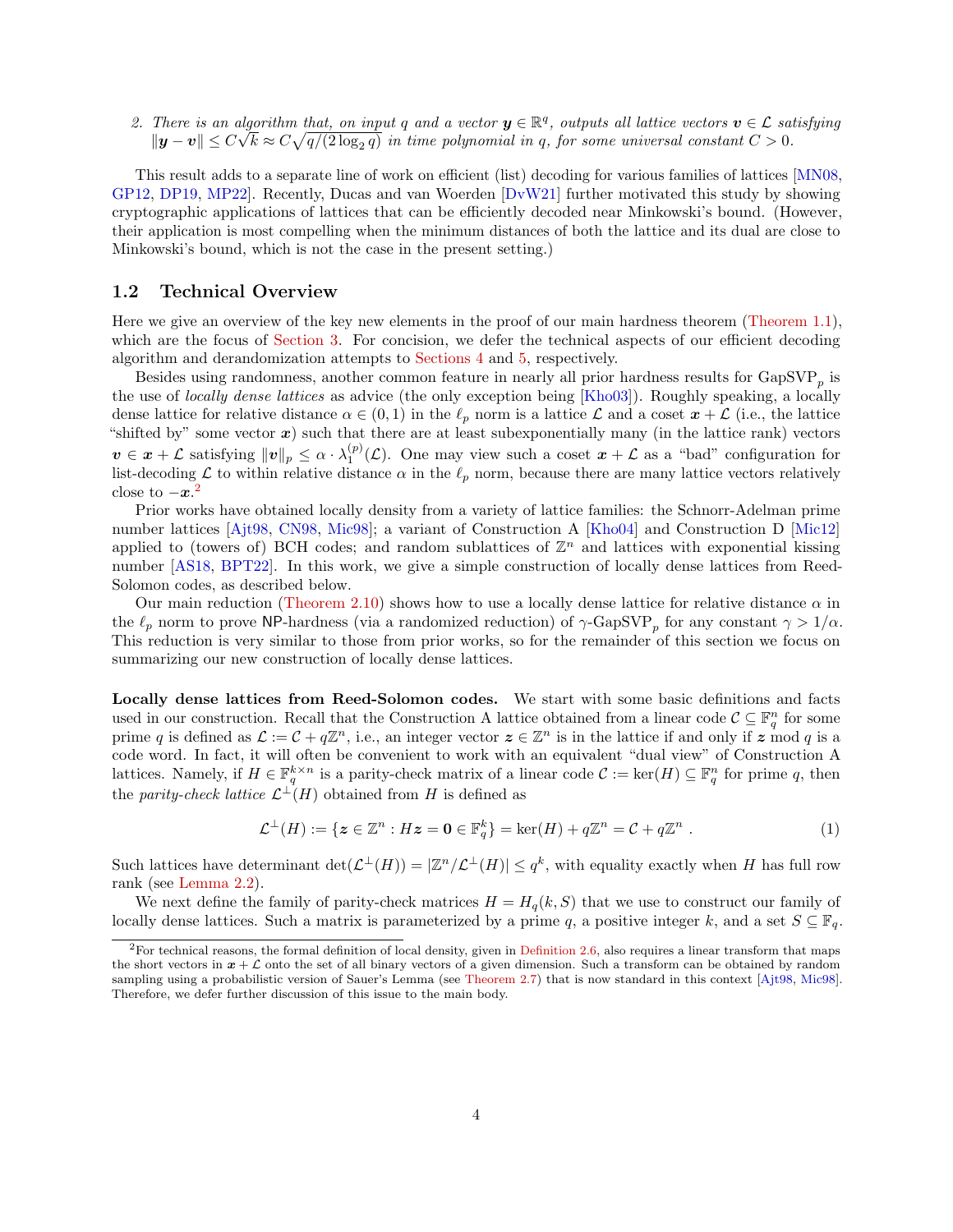2. *There is an algorithm that, on input $q$ and a vector $\boldsymbol{y} \in \mathbb{R}^q$, outputs all lattice vectors $\boldsymbol{v} \in \mathcal{L}$ satisfying $\|\boldsymbol{y} - \boldsymbol{v}\| \leq C\sqrt{k} \approx C\sqrt{q/(2\log_2 q)}$ in time polynomial in $q$, for some universal constant $C > 0$.*

This result adds to a separate line of work on efficient (list) decoding for various families of lattices [MN08, GP12, DP19, MP22]. Recently, Ducas and van Woerden [DvW21] further motivated this study by showing cryptographic applications of lattices that can be efficiently decoded near Minkowski's bound. (However, their application is most compelling when the minimum distances of both the lattice and its dual are close to Minkowski's bound, which is not the case in the present setting.)

## 1.2 Technical Overview

Here we give an overview of the key new elements in the proof of our main hardness theorem (Theorem 1.1), which are the focus of Section 3. For concision, we defer the technical aspects of our efficient decoding algorithm and derandomization attempts to Sections 4 and 5, respectively.

Besides using randomness, another common feature in nearly all prior hardness results for $\mathrm{GapSVP}_p$ is the use of *locally dense lattices* as advice (the only exception being [Kho03]). Roughly speaking, a locally dense lattice for relative distance $\alpha \in (0, 1)$ in the $\ell_p$ norm is a lattice $\mathcal{L}$ and a coset $\boldsymbol{x} + \mathcal{L}$ (i.e., the lattice "shifted by" some vector $\boldsymbol{x}$) such that there are at least subexponentially many (in the lattice rank) vectors $\boldsymbol{v} \in \boldsymbol{x} + \mathcal{L}$ satisfying $\|\boldsymbol{v}\|_p \leq \alpha \cdot \lambda_1^{(p)}(\mathcal{L})$. One may view such a coset $\boldsymbol{x} + \mathcal{L}$ as a "bad" configuration for list-decoding $\mathcal{L}$ to within relative distance $\alpha$ in the $\ell_p$ norm, because there are many lattice vectors relatively close to $-\boldsymbol{x}$.[2]

Prior works have obtained locally density from a variety of lattice families: the Schnorr-Adelman prime number lattices [Ajt98, CN98, Mic98]; a variant of Construction A [Kho04] and Construction D [Mic12] applied to (towers of) BCH codes; and random sublattices of $\mathbb{Z}^n$ and lattices with exponential kissing number [AS18, BPT22]. In this work, we give a simple construction of locally dense lattices from Reed-Solomon codes, as described below.

Our main reduction (Theorem 2.10) shows how to use a locally dense lattice for relative distance $\alpha$ in the $\ell_p$ norm to prove NP-hardness (via a randomized reduction) of $\gamma$-$\mathrm{GapSVP}_p$ for any constant $\gamma > 1/\alpha$. This reduction is very similar to those from prior works, so for the remainder of this section we focus on summarizing our new construction of locally dense lattices.

**Locally dense lattices from Reed-Solomon codes.** We start with some basic definitions and facts used in our construction. Recall that the Construction A lattice obtained from a linear code $\mathcal{C} \subseteq \mathbb{F}_q^n$ for some prime $q$ is defined as $\mathcal{L} := \mathcal{C} + q\mathbb{Z}^n$, i.e., an integer vector $\boldsymbol{z} \in \mathbb{Z}^n$ is in the lattice if and only if $\boldsymbol{z} \bmod q$ is a code word. In fact, it will often be convenient to work with an equivalent "dual view" of Construction A lattices. Namely, if $H \in \mathbb{F}_q^{k \times n}$ is a parity-check matrix of a linear code $\mathcal{C} := \ker(H) \subseteq \mathbb{F}_q^n$ for prime $q$, then the *parity-check lattice* $\mathcal{L}^\perp(H)$ obtained from $H$ is defined as

$$\mathcal{L}^\perp(H) := \{\boldsymbol{z} \in \mathbb{Z}^n : H\boldsymbol{z} = \boldsymbol{0} \in \mathbb{F}_q^k\} = \ker(H) + q\mathbb{Z}^n = \mathcal{C} + q\mathbb{Z}^n \ . \tag{1}$$

Such lattices have determinant $\det(\mathcal{L}^\perp(H)) = |\mathbb{Z}^n / \mathcal{L}^\perp(H)| \leq q^k$, with equality exactly when $H$ has full row rank (see Lemma 2.2).

We next define the family of parity-check matrices $H = H_q(k, S)$ that we use to construct our family of locally dense lattices. Such a matrix is parameterized by a prime $q$, a positive integer $k$, and a set $S \subseteq \mathbb{F}_q$.

[2] For technical reasons, the formal definition of local density, given in Definition 2.6, also requires a linear transform that maps the short vectors in $\boldsymbol{x} + \mathcal{L}$ onto the set of all binary vectors of a given dimension. Such a transform can be obtained by random sampling using a probabilistic version of Sauer's Lemma (see Theorem 2.7) that is now standard in this context [Ajt98, Mic98]. Therefore, we defer further discussion of this issue to the main body.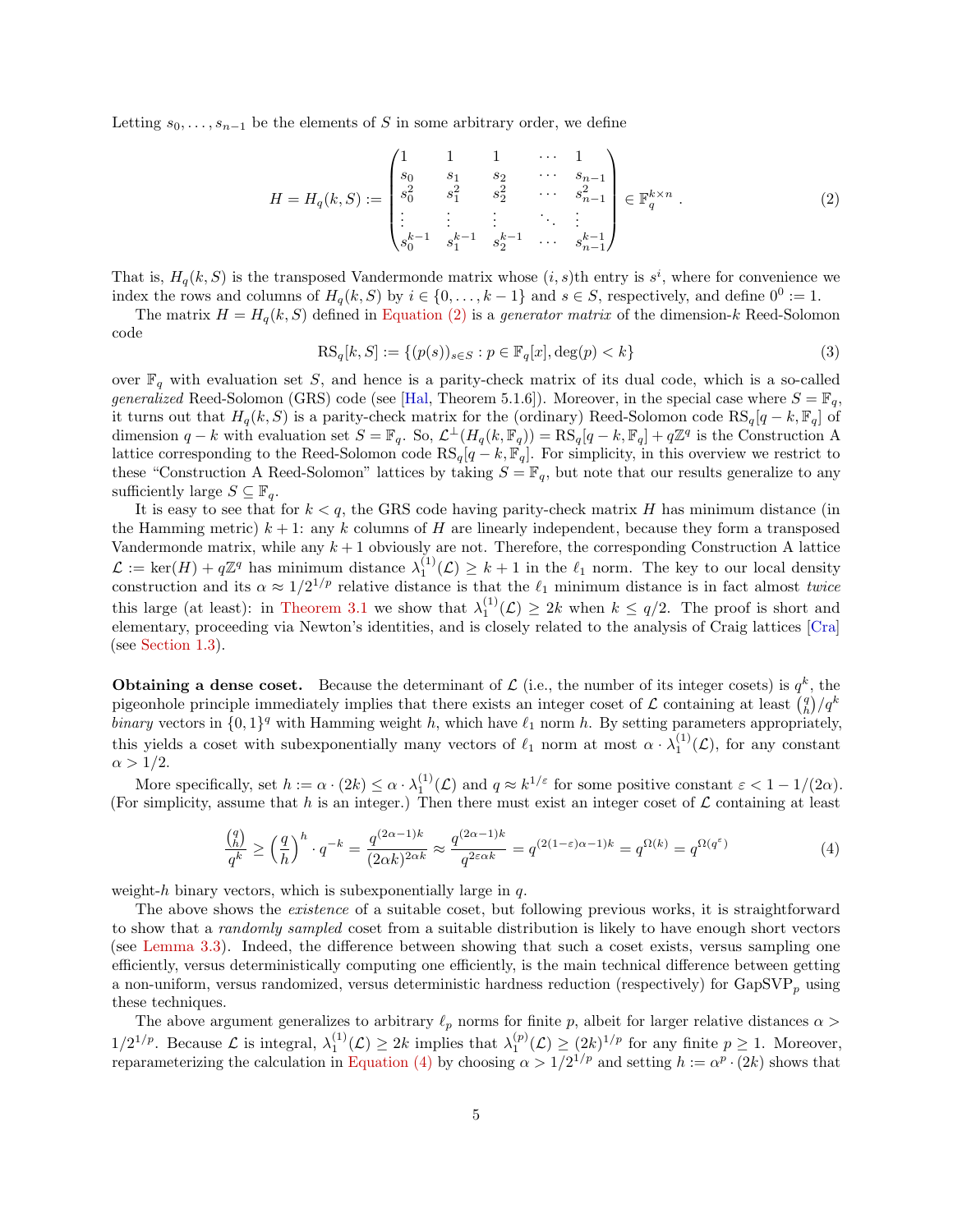Letting $s_0, \ldots, s_{n-1}$ be the elements of $S$ in some arbitrary order, we define

$$H = H_q(k, S) := \begin{pmatrix} 1 & 1 & 1 & \cdots & 1 \\ s_0 & s_1 & s_2 & \cdots & s_{n-1} \\ s_0^2 & s_1^2 & s_2^2 & \cdots & s_{n-1}^2 \\ \vdots & \vdots & \vdots & \ddots & \vdots \\ s_0^{k-1} & s_1^{k-1} & s_2^{k-1} & \cdots & s_{n-1}^{k-1} \end{pmatrix} \in \mathbb{F}_q^{k \times n} . \tag{2}$$

That is, $H_q(k, S)$ is the transposed Vandermonde matrix whose $(i, s)$th entry is $s^i$, where for convenience we index the rows and columns of $H_q(k, S)$ by $i \in \{0, \ldots, k-1\}$ and $s \in S$, respectively, and define $0^0 := 1$.

The matrix $H = H_q(k, S)$ defined in Equation (2) is a *generator matrix* of the dimension-$k$ Reed-Solomon code

$$\mathrm{RS}_q[k, S] := \{(p(s))_{s \in S} : p \in \mathbb{F}_q[x], \deg(p) < k\} \tag{3}$$

over $\mathbb{F}_q$ with evaluation set $S$, and hence is a parity-check matrix of its dual code, which is a so-called *generalized* Reed-Solomon (GRS) code (see [Hal, Theorem 5.1.6]). Moreover, in the special case where $S = \mathbb{F}_q$, it turns out that $H_q(k, S)$ is a parity-check matrix for the (ordinary) Reed-Solomon code $\mathrm{RS}_q[q - k, \mathbb{F}_q]$ of dimension $q - k$ with evaluation set $S = \mathbb{F}_q$. So, $\mathcal{L}^{\perp}(H_q(k, \mathbb{F}_q)) = \mathrm{RS}_q[q - k, \mathbb{F}_q] + q\mathbb{Z}^q$ is the Construction A lattice corresponding to the Reed-Solomon code $\mathrm{RS}_q[q - k, \mathbb{F}_q]$. For simplicity, in this overview we restrict to these "Construction A Reed-Solomon" lattices by taking $S = \mathbb{F}_q$, but note that our results generalize to any sufficiently large $S \subseteq \mathbb{F}_q$.

It is easy to see that for $k < q$, the GRS code having parity-check matrix $H$ has minimum distance (in the Hamming metric) $k + 1$: any $k$ columns of $H$ are linearly independent, because they form a transposed Vandermonde matrix, while any $k + 1$ obviously are not. Therefore, the corresponding Construction A lattice $\mathcal{L} := \ker(H) + q\mathbb{Z}^q$ has minimum distance $\lambda_1^{(1)}(\mathcal{L}) \geq k + 1$ in the $\ell_1$ norm. The key to our local density construction and its $\alpha \approx 1/2^{1/p}$ relative distance is that the $\ell_1$ minimum distance is in fact almost *twice* this large (at least): in Theorem 3.1 we show that $\lambda_1^{(1)}(\mathcal{L}) \geq 2k$ when $k \leq q/2$. The proof is short and elementary, proceeding via Newton's identities, and is closely related to the analysis of Craig lattices [Cra] (see Section 1.3).

**Obtaining a dense coset.** Because the determinant of $\mathcal{L}$ (i.e., the number of its integer cosets) is $q^k$, the pigeonhole principle immediately implies that there exists an integer coset of $\mathcal{L}$ containing at least $\binom{q}{h}/q^k$ *binary* vectors in $\{0, 1\}^q$ with Hamming weight $h$, which have $\ell_1$ norm $h$. By setting parameters appropriately, this yields a coset with subexponentially many vectors of $\ell_1$ norm at most $\alpha \cdot \lambda_1^{(1)}(\mathcal{L})$, for any constant $\alpha > 1/2$.

More specifically, set $h := \alpha \cdot (2k) \leq \alpha \cdot \lambda_1^{(1)}(\mathcal{L})$ and $q \approx k^{1/\varepsilon}$ for some positive constant $\varepsilon < 1 - 1/(2\alpha)$. (For simplicity, assume that $h$ is an integer.) Then there must exist an integer coset of $\mathcal{L}$ containing at least

$$\frac{\binom{q}{h}}{q^k} \geq \left(\frac{q}{h}\right)^h \cdot q^{-k} = \frac{q^{(2\alpha - 1)k}}{(2\alpha k)^{2\alpha k}} \approx \frac{q^{(2\alpha - 1)k}}{q^{2\varepsilon\alpha k}} = q^{(2(1-\varepsilon)\alpha - 1)k} = q^{\Omega(k)} = q^{\Omega(q^{\varepsilon})} \tag{4}$$

weight-$h$ binary vectors, which is subexponentially large in $q$.

The above shows the *existence* of a suitable coset, but following previous works, it is straightforward to show that a *randomly sampled* coset from a suitable distribution is likely to have enough short vectors (see Lemma 3.3). Indeed, the difference between showing that such a coset exists, versus sampling one efficiently, versus deterministically computing one efficiently, is the main technical difference between getting a non-uniform, versus randomized, versus deterministic hardness reduction (respectively) for $\mathrm{GapSVP}_p$ using these techniques.

The above argument generalizes to arbitrary $\ell_p$ norms for finite $p$, albeit for larger relative distances $\alpha > 1/2^{1/p}$. Because $\mathcal{L}$ is integral, $\lambda_1^{(1)}(\mathcal{L}) \geq 2k$ implies that $\lambda_1^{(p)}(\mathcal{L}) \geq (2k)^{1/p}$ for any finite $p \geq 1$. Moreover, reparameterizing the calculation in Equation (4) by choosing $\alpha > 1/2^{1/p}$ and setting $h := \alpha^p \cdot (2k)$ shows that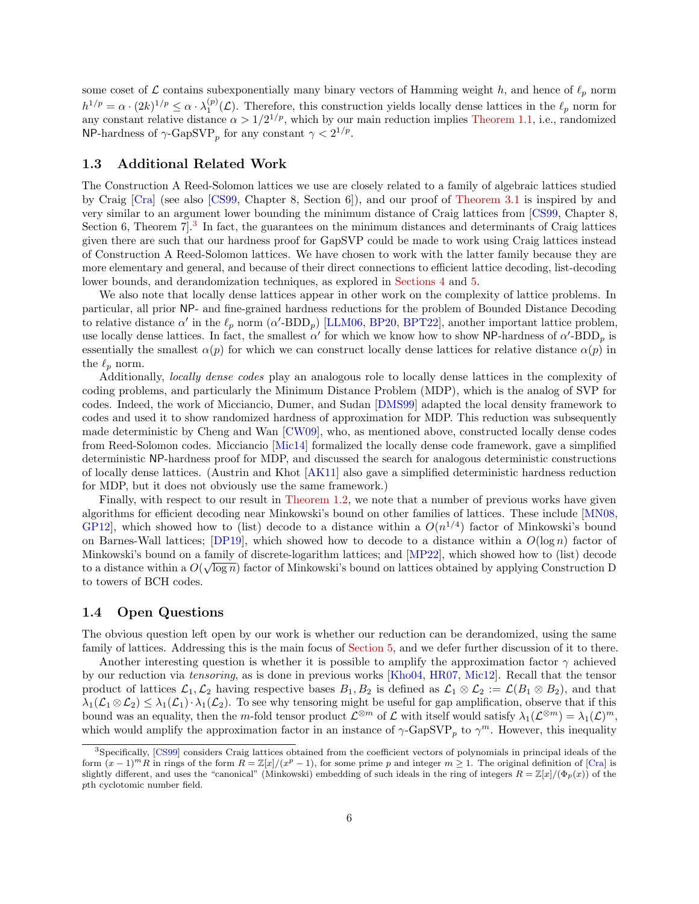some coset of $\mathcal{L}$ contains subexponentially many binary vectors of Hamming weight $h$, and hence of $\ell_p$ norm $h^{1/p} = \alpha \cdot (2k)^{1/p} \le \alpha \cdot \lambda_1^{(p)}(\mathcal{L})$. Therefore, this construction yields locally dense lattices in the $\ell_p$ norm for any constant relative distance $\alpha > 1/2^{1/p}$, which by our main reduction implies Theorem 1.1, i.e., randomized NP-hardness of $\gamma$-GapSVP$_p$ for any constant $\gamma < 2^{1/p}$.

## 1.3 Additional Related Work

The Construction A Reed-Solomon lattices we use are closely related to a family of algebraic lattices studied by Craig [Cra] (see also [CS99, Chapter 8, Section 6]), and our proof of Theorem 3.1 is inspired by and very similar to an argument lower bounding the minimum distance of Craig lattices from [CS99, Chapter 8, Section 6, Theorem 7].[3] In fact, the guarantees on the minimum distances and determinants of Craig lattices given there are such that our hardness proof for GapSVP could be made to work using Craig lattices instead of Construction A Reed-Solomon lattices. We have chosen to work with the latter family because they are more elementary and general, and because of their direct connections to efficient lattice decoding, list-decoding lower bounds, and derandomization techniques, as explored in Sections 4 and 5.

We also note that locally dense lattices appear in other work on the complexity of lattice problems. In particular, all prior NP- and fine-grained hardness reductions for the problem of Bounded Distance Decoding to relative distance $\alpha'$ in the $\ell_p$ norm ($\alpha'$-BDD$_p$) [LLM06, BP20, BPT22], another important lattice problem, use locally dense lattices. In fact, the smallest $\alpha'$ for which we know how to show NP-hardness of $\alpha'$-BDD$_p$ is essentially the smallest $\alpha(p)$ for which we can construct locally dense lattices for relative distance $\alpha(p)$ in the $\ell_p$ norm.

Additionally, *locally dense codes* play an analogous role to locally dense lattices in the complexity of coding problems, and particularly the Minimum Distance Problem (MDP), which is the analog of SVP for codes. Indeed, the work of Micciancio, Dumer, and Sudan [DMS99] adapted the local density framework to codes and used it to show randomized hardness of approximation for MDP. This reduction was subsequently made deterministic by Cheng and Wan [CW09], who, as mentioned above, constructed locally dense codes from Reed-Solomon codes. Micciancio [Mic14] formalized the locally dense code framework, gave a simplified deterministic NP-hardness proof for MDP, and discussed the search for analogous deterministic constructions of locally dense lattices. (Austrin and Khot [AK11] also gave a simplified deterministic hardness reduction for MDP, but it does not obviously use the same framework.)

Finally, with respect to our result in Theorem 1.2, we note that a number of previous works have given algorithms for efficient decoding near Minkowski's bound on other families of lattices. These include [MN08, GP12], which showed how to (list) decode to a distance within a $O(n^{1/4})$ factor of Minkowski's bound on Barnes-Wall lattices; [DP19], which showed how to decode to a distance within $O(\log n)$ factor of Minkowski's bound on a family of discrete-logarithm lattices; and [MP22], which showed how to (list) decode to a distance within a $O(\sqrt{\log n})$ factor of Minkowski's bound on lattices obtained by applying Construction D to towers of BCH codes.

## 1.4 Open Questions

The obvious question left open by our work is whether our reduction can be derandomized, using the same family of lattices. Addressing this is the main focus of Section 5, and we defer further discussion of it to there.

Another interesting question is whether it is possible to amplify the approximation factor $\gamma$ achieved by our reduction via *tensoring*, as is done in previous works [Kho04, HR07, Mic12]. Recall that the tensor product of lattices $\mathcal{L}_1, \mathcal{L}_2$ having respective bases $B_1, B_2$ is defined as $\mathcal{L}_1 \otimes \mathcal{L}_2 := \mathcal{L}(B_1 \otimes B_2)$, and that $\lambda_1(\mathcal{L}_1 \otimes \mathcal{L}_2) \le \lambda_1(\mathcal{L}_1) \cdot \lambda_1(\mathcal{L}_2)$. To see why tensoring might be useful for gap amplification, observe that if this bound was an equality, then the $m$-fold tensor product $\mathcal{L}^{\otimes m}$ of $\mathcal{L}$ with itself would satisfy $\lambda_1(\mathcal{L}^{\otimes m}) = \lambda_1(\mathcal{L})^m$, which would amplify the approximation factor in an instance of $\gamma$-GapSVP$_p$ to $\gamma^m$. However, this inequality

[3] Specifically, [CS99] considers Craig lattices obtained from the coefficient vectors of polynomials in principal ideals of the form $(x-1)^m R$ in rings of the form $R = \mathbb{Z}[x]/(x^p - 1)$, for some prime $p$ and integer $m \ge 1$. The original definition of [Cra] is slightly different, and uses the "canonical" (Minkowski) embedding of such ideals in the ring of integers $R = \mathbb{Z}[x]/(\Phi_p(x))$ of the $p$th cyclotomic number field.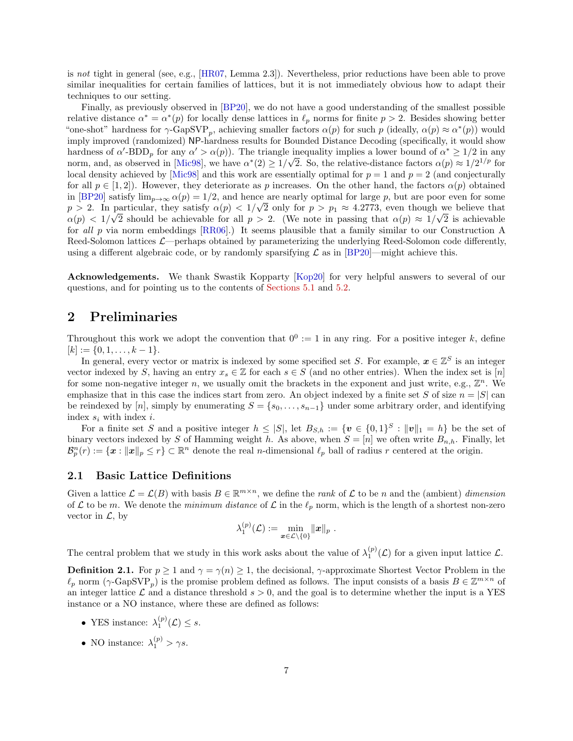is *not* tight in general (see, e.g., [HR07, Lemma 2.3]). Nevertheless, prior reductions have been able to prove similar inequalities for certain families of lattices, but it is not immediately obvious how to adapt their techniques to our setting.

Finally, as previously observed in [BP20], we do not have a good understanding of the smallest possible relative distance $\alpha^* = \alpha^*(p)$ for locally dense lattices in $\ell_p$ norms for finite $p > 2$. Besides showing better "one-shot" hardness for $\gamma$-GapSVP$_p$, achieving smaller factors $\alpha(p)$ for such $p$ (ideally, $\alpha(p) \approx \alpha^*(p)$) would imply improved (randomized) NP-hardness results for Bounded Distance Decoding (specifically, it would show hardness of $\alpha'$-BDD$_p$ for any $\alpha' > \alpha(p)$). The triangle inequality implies a lower bound of $\alpha^* \geq 1/2$ in any norm, and, as observed in [Mic98], we have $\alpha^*(2) \geq 1/\sqrt{2}$. So, the relative-distance factors $\alpha(p) \approx 1/2^{1/p}$ for local density achieved by [Mic98] and this work are essentially optimal for $p = 1$ and $p = 2$ (and conjecturally for all $p \in [1, 2]$). However, they deteriorate as $p$ increases. On the other hand, the factors $\alpha(p)$ obtained in [BP20] satisfy $\lim_{p\to\infty} \alpha(p) = 1/2$, and hence are nearly optimal for large $p$, but are poor even for some $p > 2$. In particular, they satisfy $\alpha(p) < 1/\sqrt{2}$ only for $p > p_1 \approx 4.2773$, even though we believe that $\alpha(p) < 1/\sqrt{2}$ should be achievable for all $p > 2$. (We note in passing that $\alpha(p) \approx 1/\sqrt{2}$ is achievable for *all* $p$ via norm embeddings [RR06].) It seems plausible that a family similar to our Construction A Reed-Solomon lattices $\mathcal{L}$—perhaps obtained by parameterizing the underlying Reed-Solomon code differently, using a different algebraic code, or by randomly sparsifying $\mathcal{L}$ as in [BP20]—might achieve this.

**Acknowledgements.** We thank Swastik Kopparty [Kop20] for very helpful answers to several of our questions, and for pointing us to the contents of Sections 5.1 and 5.2.

# 2 Preliminaries

Throughout this work we adopt the convention that $0^0 := 1$ in any ring. For a positive integer $k$, define $[k] := \{0, 1, \dots, k-1\}$.

In general, every vector or matrix is indexed by some specified set $S$. For example, $\boldsymbol{x} \in \mathbb{Z}^S$ is an integer vector indexed by $S$, having an entry $x_s \in \mathbb{Z}$ for each $s \in S$ (and no other entries). When the index set is $[n]$ for some non-negative integer $n$, we usually omit the brackets in the exponent and just write, e.g., $\mathbb{Z}^n$. We emphasize that in this case the indices start from zero. An object indexed by a finite set $S$ of size $n = |S|$ can be reindexed by $[n]$, simply by enumerating $S = \{s_0, \dots, s_{n-1}\}$ under some arbitrary order, and identifying index $s_i$ with index $i$.

For a finite set $S$ and a positive integer $h \leq |S|$, let $B_{S,h} := \{\boldsymbol{v} \in \{0,1\}^S : \|\boldsymbol{v}\|_1 = h\}$ be the set of binary vectors indexed by $S$ of Hamming weight $h$. As above, when $S = [n]$ we often write $B_{n,h}$. Finally, let $\mathcal{B}_p^n(r) := \{\boldsymbol{x} : \|\boldsymbol{x}\|_p \leq r\} \subset \mathbb{R}^n$ denote the real $n$-dimensional $\ell_p$ ball of radius $r$ centered at the origin.

## 2.1 Basic Lattice Definitions

Given a lattice $\mathcal{L} = \mathcal{L}(B)$ with basis $B \in \mathbb{R}^{m \times n}$, we define the *rank* of $\mathcal{L}$ to be $n$ and the (ambient) *dimension* of $\mathcal{L}$ to be $m$. We denote the *minimum distance* of $\mathcal{L}$ in the $\ell_p$ norm, which is the length of a shortest non-zero vector in $\mathcal{L}$, by

$$\lambda_1^{(p)}(\mathcal{L}) := \min_{\boldsymbol{x} \in \mathcal{L} \setminus \{0\}} \|\boldsymbol{x}\|_p \ .$$

The central problem that we study in this work asks about the value of $\lambda_1^{(p)}(\mathcal{L})$ for a given input lattice $\mathcal{L}$.

**Definition 2.1.** For $p \geq 1$ and $\gamma = \gamma(n) \geq 1$, the decisional, $\gamma$-approximate Shortest Vector Problem in the $\ell_p$ norm ($\gamma$-GapSVP$_p$) is the promise problem defined as follows. The input consists of a basis $B \in \mathbb{Z}^{m \times n}$ of an integer lattice $\mathcal{L}$ and a distance threshold $s > 0$, and the goal is to determine whether the input is a YES instance or a NO instance, where these are defined as follows:

- YES instance: $\lambda_1^{(p)}(\mathcal{L}) \leq s$.
- NO instance: $\lambda_1^{(p)} > \gamma s$.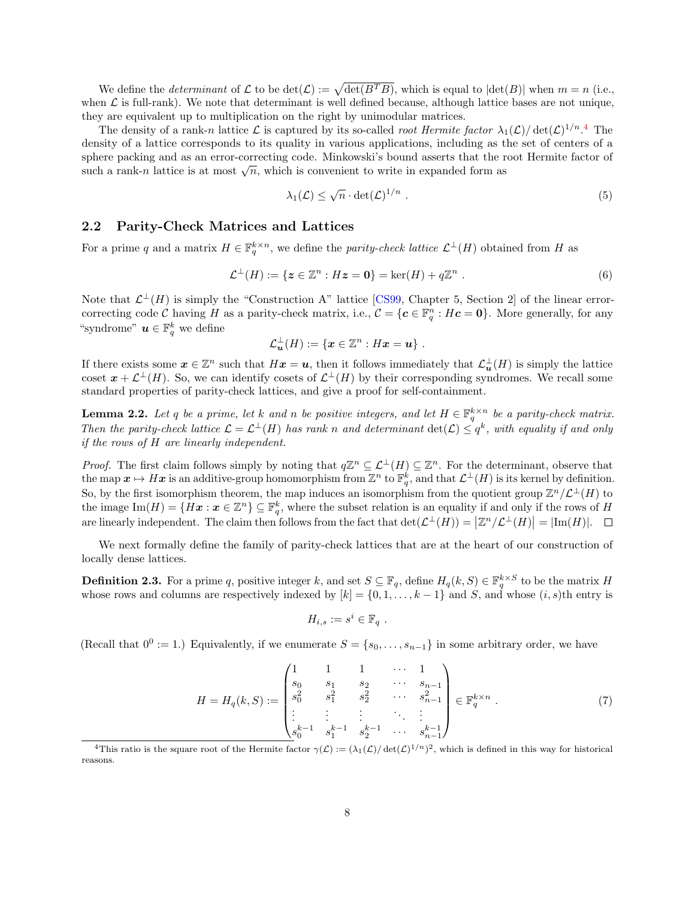We define the *determinant* of $\mathcal{L}$ to be $\det(\mathcal{L}) := \sqrt{\det(B^T B)}$, which is equal to $|\det(B)|$ when $m = n$ (i.e., when $\mathcal{L}$ is full-rank). We note that determinant is well defined because, although lattice bases are not unique, they are equivalent up to multiplication on the right by unimodular matrices.

The density of a rank-$n$ lattice $\mathcal{L}$ is captured by its so-called *root Hermite factor* $\lambda_1(\mathcal{L})/\det(\mathcal{L})^{1/n}$.[4] The density of a lattice corresponds to its quality in various applications, including as the set of centers of a sphere packing and as an error-correcting code. Minkowski's bound asserts that the root Hermite factor of such a rank-$n$ lattice is at most $\sqrt{n}$, which is convenient to write in expanded form as

$$\lambda_1(\mathcal{L}) \leq \sqrt{n} \cdot \det(\mathcal{L})^{1/n} \ . \tag{5}$$

## 2.2 Parity-Check Matrices and Lattices

For a prime $q$ and a matrix $H \in \mathbb{F}_q^{k \times n}$, we define the *parity-check lattice* $\mathcal{L}^\perp(H)$ obtained from $H$ as

$$\mathcal{L}^\perp(H) := \{\boldsymbol{z} \in \mathbb{Z}^n : H\boldsymbol{z} = \boldsymbol{0}\} = \ker(H) + q\mathbb{Z}^n \ . \tag{6}$$

Note that $\mathcal{L}^\perp(H)$ is simply the "Construction A" lattice [CS99, Chapter 5, Section 2] of the linear error-correcting code $\mathcal{C}$ having $H$ as a parity-check matrix, i.e., $\mathcal{C} = \{\boldsymbol{c} \in \mathbb{F}_q^n : H\boldsymbol{c} = \boldsymbol{0}\}$. More generally, for any "syndrome" $\boldsymbol{u} \in \mathbb{F}_q^k$ we define

$$\mathcal{L}_{\boldsymbol{u}}^\perp(H) := \{\boldsymbol{x} \in \mathbb{Z}^n : H\boldsymbol{x} = \boldsymbol{u}\} \ .$$

If there exists some $\boldsymbol{x} \in \mathbb{Z}^n$ such that $H\boldsymbol{x} = \boldsymbol{u}$, then it follows immediately that $\mathcal{L}_{\boldsymbol{u}}^\perp(H)$ is simply the lattice coset $\boldsymbol{x} + \mathcal{L}^\perp(H)$. So, we can identify cosets of $\mathcal{L}^\perp(H)$ by their corresponding syndromes. We recall some standard properties of parity-check lattices, and give a proof for self-containment.

**Lemma 2.2.** *Let $q$ be a prime, let $k$ and $n$ be positive integers, and let $H \in \mathbb{F}_q^{k \times n}$ be a parity-check matrix. Then the parity-check lattice $\mathcal{L} = \mathcal{L}^\perp(H)$ has rank $n$ and determinant $\det(\mathcal{L}) \leq q^k$, with equality if and only if the rows of $H$ are linearly independent.*

*Proof.* The first claim follows simply by noting that $q\mathbb{Z}^n \subseteq \mathcal{L}^\perp(H) \subseteq \mathbb{Z}^n$. For the determinant, observe that the map $\boldsymbol{x} \mapsto H\boldsymbol{x}$ is an additive-group homomorphism from $\mathbb{Z}^n$ to $\mathbb{F}_q^k$, and that $\mathcal{L}^\perp(H)$ is its kernel by definition. So, by the first isomorphism theorem, the map induces an isomorphism from the quotient group $\mathbb{Z}^n/\mathcal{L}^\perp(H)$ to the image $\mathrm{Im}(H) = \{H\boldsymbol{x} : \boldsymbol{x} \in \mathbb{Z}^n\} \subseteq \mathbb{F}_q^k$, where the subset relation is an equality if and only if the rows of $H$ are linearly independent. The claim then follows from the fact that $\det(\mathcal{L}^\perp(H)) = |\mathbb{Z}^n/\mathcal{L}^\perp(H)| = |\mathrm{Im}(H)|$. $\square$

We next formally define the family of parity-check lattices that are at the heart of our construction of locally dense lattices.

**Definition 2.3.** For a prime $q$, positive integer $k$, and set $S \subseteq \mathbb{F}_q$, define $H_q(k, S) \in \mathbb{F}_q^{k \times S}$ to be the matrix $H$ whose rows and columns are respectively indexed by $[k] = \{0, 1, \ldots, k-1\}$ and $S$, and whose $(i, s)$th entry is

$$H_{i,s} := s^i \in \mathbb{F}_q \ .$$

(Recall that $0^0 := 1$.) Equivalently, if we enumerate $S = \{s_0, \ldots, s_{n-1}\}$ in some arbitrary order, we have

$$H = H_q(k, S) := \begin{pmatrix} 1 & 1 & 1 & \cdots & 1 \\ s_0 & s_1 & s_2 & \cdots & s_{n-1} \\ s_0^2 & s_1^2 & s_2^2 & \cdots & s_{n-1}^2 \\ \vdots & \vdots & \vdots & \ddots & \vdots \\ s_0^{k-1} & s_1^{k-1} & s_2^{k-1} & \cdots & s_{n-1}^{k-1} \end{pmatrix} \in \mathbb{F}_q^{k \times n} \ . \tag{7}$$

[4] This ratio is the square root of the Hermite factor $\gamma(\mathcal{L}) := (\lambda_1(\mathcal{L})/\det(\mathcal{L})^{1/n})^2$, which is defined in this way for historical reasons.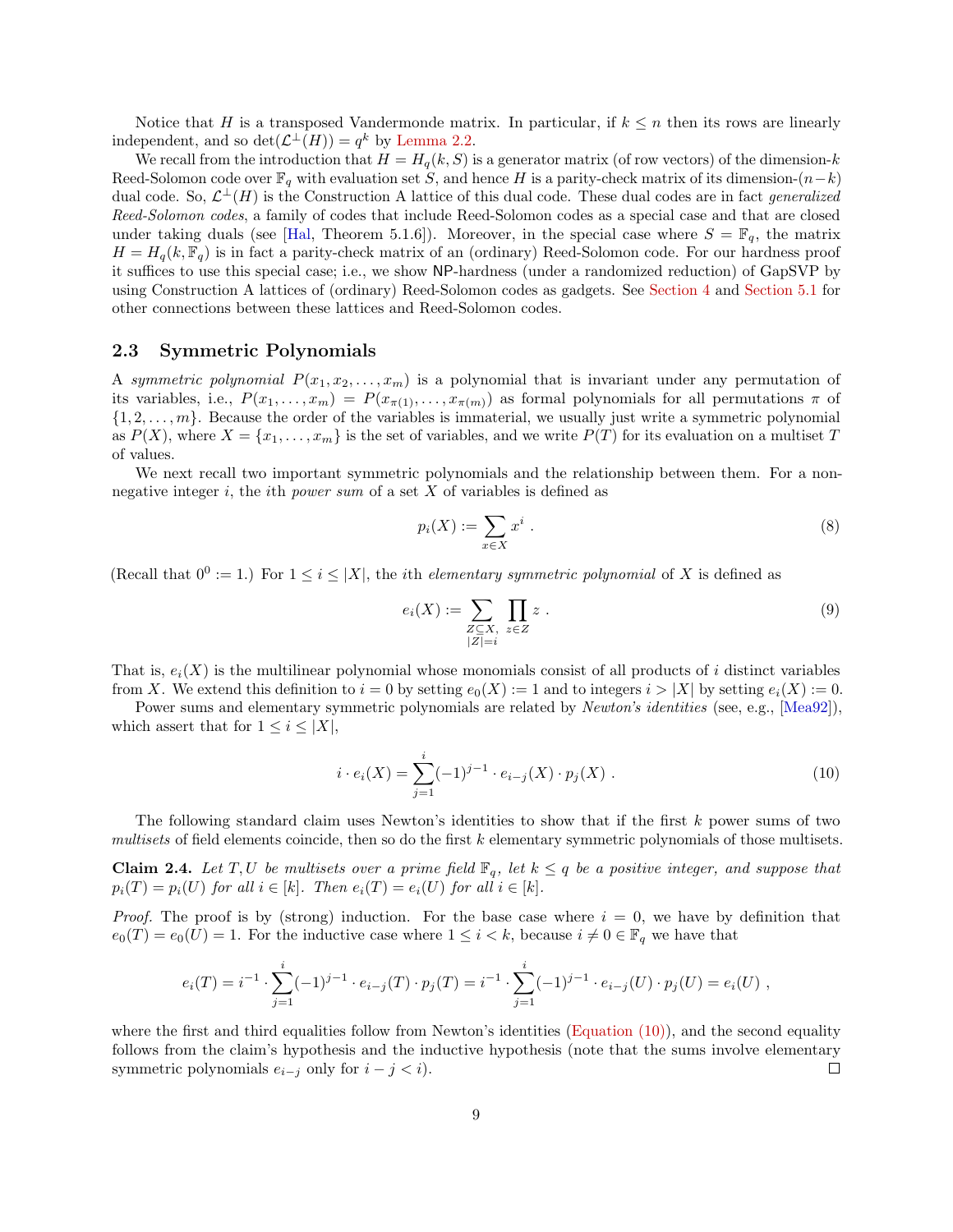Notice that $H$ is a transposed Vandermonde matrix. In particular, if $k \leq n$ then its rows are linearly independent, and so $\det(\mathcal{L}^{\perp}(H)) = q^k$ by Lemma 2.2.

We recall from the introduction that $H = H_q(k, S)$ is a generator matrix (of row vectors) of the dimension-$k$ Reed-Solomon code over $\mathbb{F}_q$ with evaluation set $S$, and hence $H$ is a parity-check matrix of its dimension-$(n-k)$ dual code. So, $\mathcal{L}^{\perp}(H)$ is the Construction A lattice of this dual code. These dual codes are in fact *generalized Reed-Solomon codes*, a family of codes that include Reed-Solomon codes as a special case and that are closed under taking duals (see [Hal, Theorem 5.1.6]). Moreover, in the special case where $S = \mathbb{F}_q$, the matrix $H = H_q(k, \mathbb{F}_q)$ is in fact a parity-check matrix of an (ordinary) Reed-Solomon code. For our hardness proof it suffices to use this special case; i.e., we show NP-hardness (under a randomized reduction) of GapSVP by using Construction A lattices of (ordinary) Reed-Solomon codes as gadgets. See Section 4 and Section 5.1 for other connections between these lattices and Reed-Solomon codes.

### 2.3 Symmetric Polynomials

A *symmetric polynomial* $P(x_1, x_2, \ldots, x_m)$ is a polynomial that is invariant under any permutation of its variables, i.e., $P(x_1, \ldots, x_m) = P(x_{\pi(1)}, \ldots, x_{\pi(m)})$ as formal polynomials for all permutations $\pi$ of $\{1, 2, \ldots, m\}$. Because the order of the variables is immaterial, we usually just write a symmetric polynomial as $P(X)$, where $X = \{x_1, \ldots, x_m\}$ is the set of variables, and we write $P(T)$ for its evaluation on a multiset $T$ of values.

We next recall two important symmetric polynomials and the relationship between them. For a non-negative integer $i$, the $i$th *power sum* of a set $X$ of variables is defined as

$$p_i(X) := \sum_{x \in X} x^i . \tag{8}$$

(Recall that $0^0 := 1$.) For $1 \leq i \leq |X|$, the $i$th *elementary symmetric polynomial* of $X$ is defined as

$$e_i(X) := \sum_{\substack{Z \subseteq X, \\ |Z| = i}} \prod_{z \in Z} z . \tag{9}$$

That is, $e_i(X)$ is the multilinear polynomial whose monomials consist of all products of $i$ distinct variables from $X$. We extend this definition to $i = 0$ by setting $e_0(X) := 1$ and to integers $i > |X|$ by setting $e_i(X) := 0$.

Power sums and elementary symmetric polynomials are related by *Newton's identities* (see, e.g., [Mea92]), which assert that for $1 \leq i \leq |X|$,

$$i \cdot e_i(X) = \sum_{j=1}^{i} (-1)^{j-1} \cdot e_{i-j}(X) \cdot p_j(X) . \tag{10}$$

The following standard claim uses Newton's identities to show that if the first $k$ power sums of two *multisets* of field elements coincide, then so do the first $k$ elementary symmetric polynomials of those multisets.

**Claim 2.4.** *Let $T, U$ be multisets over a prime field $\mathbb{F}_q$, let $k \leq q$ be a positive integer, and suppose that $p_i(T) = p_i(U)$ for all $i \in [k]$. Then $e_i(T) = e_i(U)$ for all $i \in [k]$.*

*Proof.* The proof is by (strong) induction. For the base case where $i = 0$, we have by definition that $e_0(T) = e_0(U) = 1$. For the inductive case where $1 \leq i < k$, because $i \neq 0 \in \mathbb{F}_q$ we have that

$$e_i(T) = i^{-1} \cdot \sum_{j=1}^{i} (-1)^{j-1} \cdot e_{i-j}(T) \cdot p_j(T) = i^{-1} \cdot \sum_{j=1}^{i} (-1)^{j-1} \cdot e_{i-j}(U) \cdot p_j(U) = e_i(U) ,$$

where the first and third equalities follow from Newton's identities (Equation (10)), and the second equality follows from the claim's hypothesis and the inductive hypothesis (note that the sums involve elementary symmetric polynomials $e_{i-j}$ only for $i - j < i$). ◻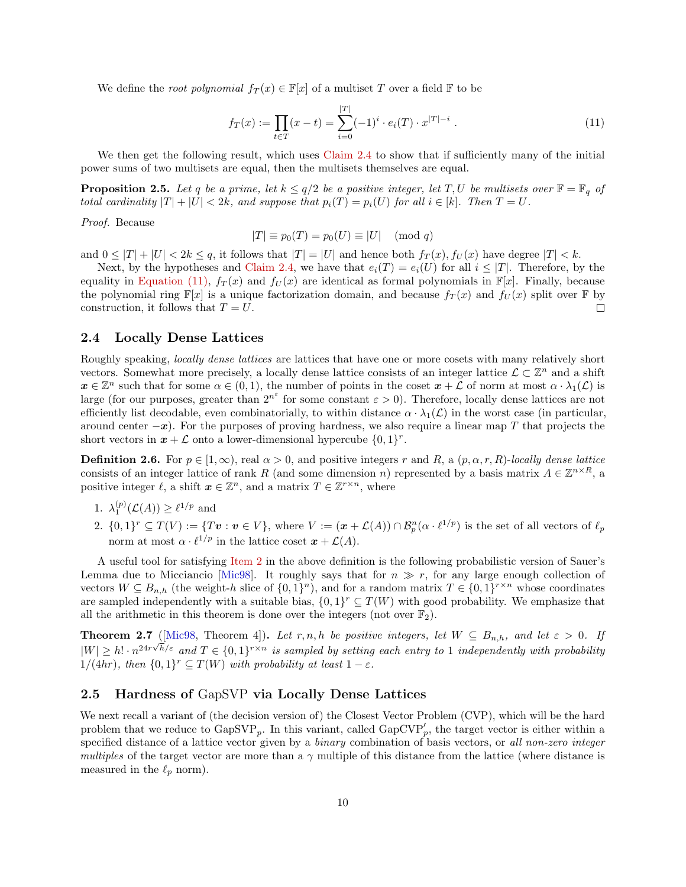We define the *root polynomial* $f_T(x) \in \mathbb{F}[x]$ of a multiset $T$ over a field $\mathbb{F}$ to be

$$f_T(x) := \prod_{t \in T}(x - t) = \sum_{i=0}^{|T|}(-1)^i \cdot e_i(T) \cdot x^{|T|-i} \; . \tag{11}$$

We then get the following result, which uses Claim 2.4 to show that if sufficiently many of the initial power sums of two multisets are equal, then the multisets themselves are equal.

**Proposition 2.5.** *Let $q$ be a prime, let $k \le q/2$ be a positive integer, let $T, U$ be multisets over $\mathbb{F} = \mathbb{F}_q$ of total cardinality $|T| + |U| < 2k$, and suppose that $p_i(T) = p_i(U)$ for all $i \in [k]$. Then $T = U$.*

*Proof.* Because

$$|T| \equiv p_0(T) = p_0(U) \equiv |U| \pmod{q}$$

and $0 \le |T| + |U| < 2k \le q$, it follows that $|T| = |U|$ and hence both $f_T(x), f_U(x)$ have degree $|T| < k$.

Next, by the hypotheses and Claim 2.4, we have that $e_i(T) = e_i(U)$ for all $i \le |T|$. Therefore, by the equality in Equation (11), $f_T(x)$ and $f_U(x)$ are identical as formal polynomials in $\mathbb{F}[x]$. Finally, because the polynomial ring $\mathbb{F}[x]$ is a unique factorization domain, and because $f_T(x)$ and $f_U(x)$ split over $\mathbb{F}$ by construction, it follows that $T = U$. □

## 2.4 Locally Dense Lattices

Roughly speaking, *locally dense lattices* are lattices that have one or more cosets with many relatively short vectors. Somewhat more precisely, a locally dense lattice consists of an integer lattice $\mathcal{L} \subset \mathbb{Z}^n$ and a shift $\boldsymbol{x} \in \mathbb{Z}^n$ such that for some $\alpha \in (0,1)$, the number of points in the coset $\boldsymbol{x} + \mathcal{L}$ of norm at most $\alpha \cdot \lambda_1(\mathcal{L})$ is large (for our purposes, greater than $2^{n^\varepsilon}$ for some constant $\varepsilon > 0$). Therefore, locally dense lattices are not efficiently list decodable, even combinatorially, to within distance $\alpha \cdot \lambda_1(\mathcal{L})$ in the worst case (in particular, around center $-\boldsymbol{x}$). For the purposes of proving hardness, we also require a linear map $T$ that projects the short vectors in $\boldsymbol{x} + \mathcal{L}$ onto a lower-dimensional hypercube $\{0,1\}^r$.

**Definition 2.6.** For $p \in [1, \infty)$, real $\alpha > 0$, and positive integers $r$ and $R$, a $(p, \alpha, r, R)$*-locally dense lattice* consists of an integer lattice of rank $R$ (and some dimension $n$) represented by a basis matrix $A \in \mathbb{Z}^{n \times R}$, a positive integer $\ell$, a shift $\boldsymbol{x} \in \mathbb{Z}^n$, and a matrix $T \in \mathbb{Z}^{r \times n}$, where

1. $\lambda_1^{(p)}(\mathcal{L}(A)) \ge \ell^{1/p}$ and
2. $\{0,1\}^r \subseteq T(V) := \{T\boldsymbol{v} : \boldsymbol{v} \in V\}$, where $V := (\boldsymbol{x} + \mathcal{L}(A)) \cap \mathcal{B}_p^n(\alpha \cdot \ell^{1/p})$ is the set of all vectors of $\ell_p$ norm at most $\alpha \cdot \ell^{1/p}$ in the lattice coset $\boldsymbol{x} + \mathcal{L}(A)$.

A useful tool for satisfying Item 2 in the above definition is the following probabilistic version of Sauer's Lemma due to Micciancio [Mic98]. It roughly says that for $n \gg r$, for any large enough collection of vectors $W \subseteq B_{n,h}$ (the weight-$h$ slice of $\{0,1\}^n$), and for a random matrix $T \in \{0,1\}^{r \times n}$ whose coordinates are sampled independently with a suitable bias, $\{0,1\}^r \subseteq T(W)$ with good probability. We emphasize that all the arithmetic in this theorem is done over the integers (not over $\mathbb{F}_2$).

**Theorem 2.7** ([Mic98, Theorem 4])**.** *Let $r, n, h$ be positive integers, let $W \subseteq B_{n,h}$, and let $\varepsilon > 0$. If $|W| \ge h! \cdot n^{24r\sqrt{h}/\varepsilon}$ and $T \in \{0,1\}^{r \times n}$ is sampled by setting each entry to 1 independently with probability $1/(4hr)$, then $\{0,1\}^r \subseteq T(W)$ with probability at least $1 - \varepsilon$.*

## 2.5 Hardness of GapSVP via Locally Dense Lattices

We next recall a variant of (the decision version of) the Closest Vector Problem (CVP), which will be the hard problem that we reduce to $\mathrm{GapSVP}_p$. In this variant, called $\mathrm{GapCVP}'_p$, the target vector is either within a specified distance of a lattice vector given by a *binary* combination of basis vectors, or *all non-zero integer multiples* of the target vector are more than a $\gamma$ multiple of this distance from the lattice (where distance is measured in the $\ell_p$ norm).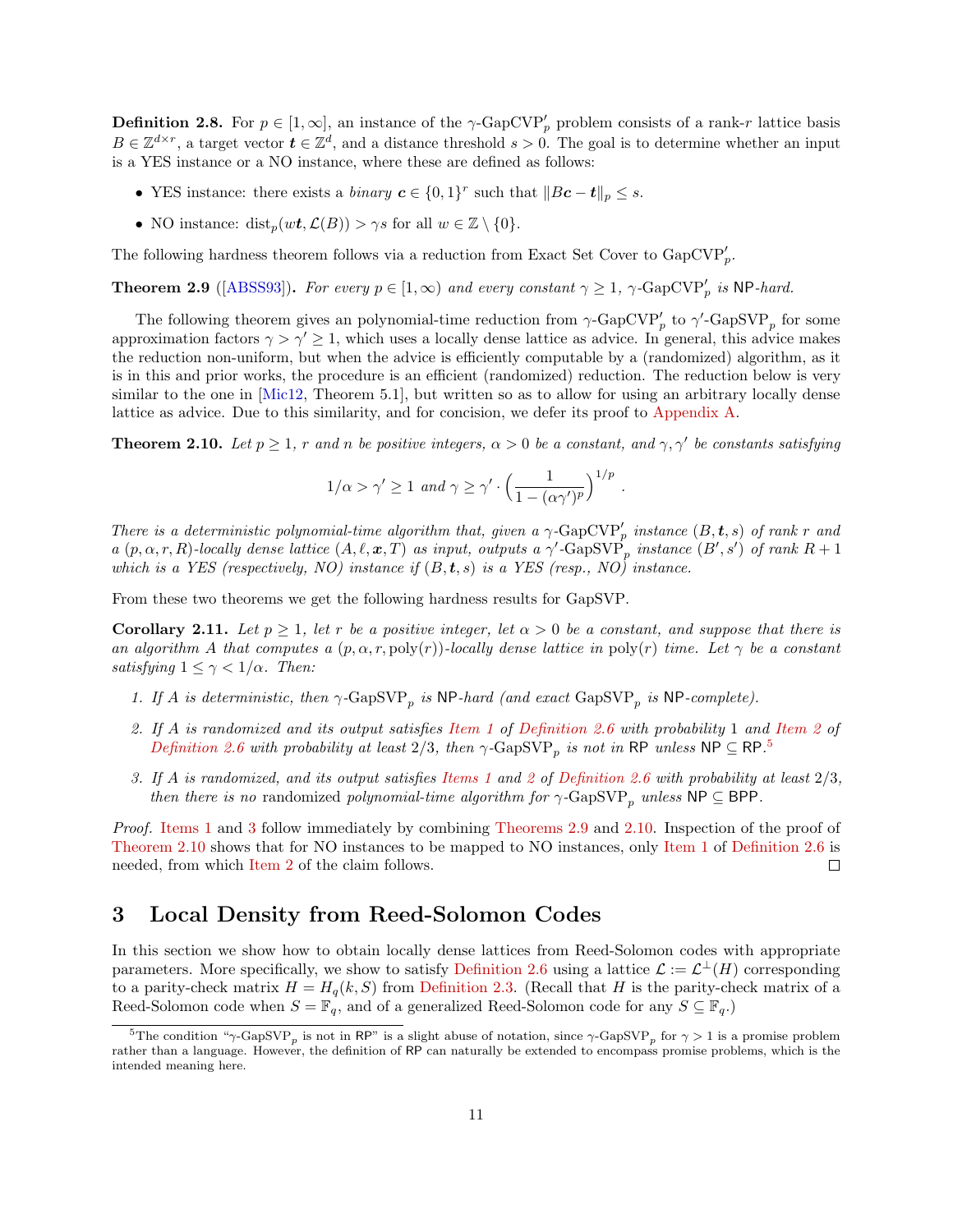**Definition 2.8.** For $p \in [1, \infty]$, an instance of the $\gamma$-$\mathrm{GapCVP}'_p$ problem consists of a rank-$r$ lattice basis $B \in \mathbb{Z}^{d \times r}$, a target vector $\boldsymbol{t} \in \mathbb{Z}^d$, and a distance threshold $s > 0$. The goal is to determine whether an input is a YES instance or a NO instance, where these are defined as follows:

- YES instance: there exists a *binary* $\boldsymbol{c} \in \{0, 1\}^r$ such that $\|B\boldsymbol{c} - \boldsymbol{t}\|_p \le s$.
- NO instance: $\mathrm{dist}_p(w\boldsymbol{t}, \mathcal{L}(B)) > \gamma s$ for all $w \in \mathbb{Z} \setminus \{0\}$.

The following hardness theorem follows via a reduction from Exact Set Cover to $\mathrm{GapCVP}'_p$.

**Theorem 2.9** ([ABSS93]). *For every $p \in [1, \infty)$ and every constant $\gamma \ge 1$, $\gamma$-$\mathrm{GapCVP}'_p$ is $\mathsf{NP}$-hard.*

The following theorem gives an polynomial-time reduction from $\gamma$-$\mathrm{GapCVP}'_p$ to $\gamma'$-$\mathrm{GapSVP}_p$ for some approximation factors $\gamma > \gamma' \ge 1$, which uses a locally dense lattice as advice. In general, this advice makes the reduction non-uniform, but when the advice is efficiently computable by a (randomized) algorithm, as it is in this and prior works, the procedure is an efficient (randomized) reduction. The reduction below is very similar to the one in [Mic12, Theorem 5.1], but written so as to allow for using an arbitrary locally dense lattice as advice. Due to this similarity, and for concision, we defer its proof to Appendix A.

**Theorem 2.10.** *Let $p \ge 1$, $r$ and $n$ be positive integers, $\alpha > 0$ be a constant, and $\gamma, \gamma'$ be constants satisfying*

$$1/\alpha > \gamma' \ge 1 \text{ and } \gamma \ge \gamma' \cdot \left(\frac{1}{1 - (\alpha\gamma')^p}\right)^{1/p} .$$

*There is a deterministic polynomial-time algorithm that, given a $\gamma$-$\mathrm{GapCVP}'_p$ instance $(B, \boldsymbol{t}, s)$ of rank $r$ and a $(p, \alpha, r, R)$-locally dense lattice $(A, \ell, \boldsymbol{x}, T)$ as input, outputs a $\gamma'$-$\mathrm{GapSVP}_p$ instance $(B', s')$ of rank $R + 1$ which is a YES (respectively, NO) instance if $(B, \boldsymbol{t}, s)$ is a YES (resp., NO) instance.*

From these two theorems we get the following hardness results for GapSVP.

**Corollary 2.11.** *Let $p \ge 1$, let $r$ be a positive integer, let $\alpha > 0$ be a constant, and suppose that there is an algorithm $A$ that computes a $(p, \alpha, r, \mathrm{poly}(r))$-locally dense lattice in $\mathrm{poly}(r)$ time. Let $\gamma$ be a constant satisfying $1 \le \gamma < 1/\alpha$. Then:*

1. *If $A$ is deterministic, then $\gamma$-$\mathrm{GapSVP}_p$ is $\mathsf{NP}$-hard (and exact $\mathrm{GapSVP}_p$ is $\mathsf{NP}$-complete).*
2. *If $A$ is randomized and its output satisfies Item 1 of Definition 2.6 with probability 1 and Item 2 of Definition 2.6 with probability at least $2/3$, then $\gamma$-$\mathrm{GapSVP}_p$ is not in $\mathsf{RP}$ unless $\mathsf{NP} \subseteq \mathsf{RP}$.*[5]
3. *If $A$ is randomized, and its output satisfies Items 1 and 2 of Definition 2.6 with probability at least $2/3$, then there is no randomized polynomial-time algorithm for $\gamma$-$\mathrm{GapSVP}_p$ unless $\mathsf{NP} \subseteq \mathsf{BPP}$.*

*Proof.* Items 1 and 3 follow immediately by combining Theorems 2.9 and 2.10. Inspection of the proof of Theorem 2.10 shows that for NO instances to be mapped to NO instances, only Item 1 of Definition 2.6 is needed, from which Item 2 of the claim follows. ◻

# 3 Local Density from Reed-Solomon Codes

In this section we show how to obtain locally dense lattices from Reed-Solomon codes with appropriate parameters. More specifically, we show to satisfy Definition 2.6 using a lattice $\mathcal{L} := \mathcal{L}^{\perp}(H)$ corresponding to a parity-check matrix $H = H_q(k, S)$ from Definition 2.3. (Recall that $H$ is the parity-check matrix of a Reed-Solomon code when $S = \mathbb{F}_q$, and of a generalized Reed-Solomon code for any $S \subseteq \mathbb{F}_q$.)

[5] The condition "$\gamma$-$\mathrm{GapSVP}_p$ is not in $\mathsf{RP}$" is a slight abuse of notation, since $\gamma$-$\mathrm{GapSVP}_p$ for $\gamma > 1$ is a promise problem rather than a language. However, the definition of $\mathsf{RP}$ can naturally be extended to encompass promise problems, which is the intended meaning here.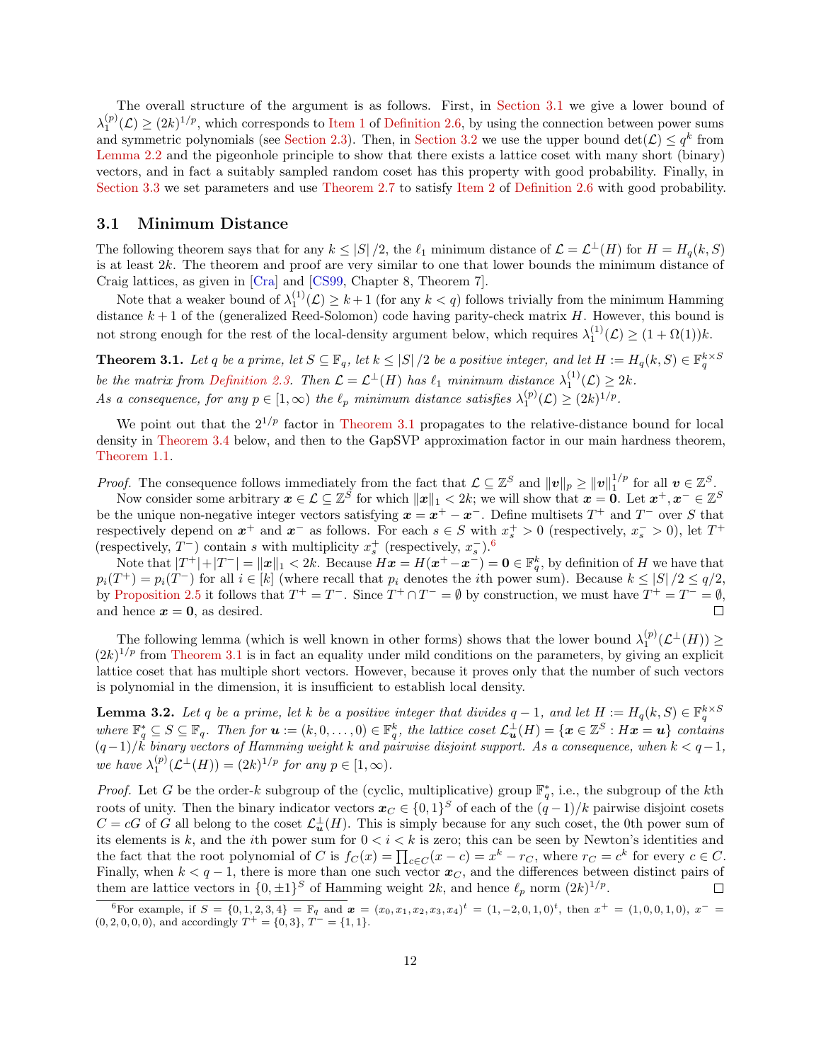The overall structure of the argument is as follows. First, in Section 3.1 we give a lower bound of $\lambda_1^{(p)}(\mathcal{L}) \geq (2k)^{1/p}$, which corresponds to Item 1 of Definition 2.6, by using the connection between power sums and symmetric polynomials (see Section 2.3). Then, in Section 3.2 we use the upper bound $\det(\mathcal{L}) \leq q^k$ from Lemma 2.2 and the pigeonhole principle to show that there exists a lattice coset with many short (binary) vectors, and in fact a suitably sampled random coset has this property with good probability. Finally, in Section 3.3 we set parameters and use Theorem 2.7 to satisfy Item 2 of Definition 2.6 with good probability.

## 3.1 Minimum Distance

The following theorem says that for any $k \leq |S|/2$, the $\ell_1$ minimum distance of $\mathcal{L} = \mathcal{L}^\perp(H)$ for $H = H_q(k, S)$ is at least $2k$. The theorem and proof are very similar to one that lower bounds the minimum distance of Craig lattices, as given in [Cra] and [CS99, Chapter 8, Theorem 7].

Note that a weaker bound of $\lambda_1^{(1)}(\mathcal{L}) \geq k+1$ (for any $k < q$) follows trivially from the minimum Hamming distance $k+1$ of the (generalized Reed-Solomon) code having parity-check matrix $H$. However, this bound is not strong enough for the rest of the local-density argument below, which requires $\lambda_1^{(1)}(\mathcal{L}) \geq (1 + \Omega(1))k$.

**Theorem 3.1.** *Let $q$ be a prime, let $S \subseteq \mathbb{F}_q$, let $k \leq |S|/2$ be a positive integer, and let $H := H_q(k, S) \in \mathbb{F}_q^{k \times S}$ be the matrix from Definition 2.3. Then $\mathcal{L} = \mathcal{L}^\perp(H)$ has $\ell_1$ minimum distance $\lambda_1^{(1)}(\mathcal{L}) \geq 2k$.*
*As a consequence, for any $p \in [1, \infty)$ the $\ell_p$ minimum distance satisfies $\lambda_1^{(p)}(\mathcal{L}) \geq (2k)^{1/p}$.*

We point out that the $2^{1/p}$ factor in Theorem 3.1 propagates to the relative-distance bound for local density in Theorem 3.4 below, and then to the GapSVP approximation factor in our main hardness theorem, Theorem 1.1.

*Proof.* The consequence follows immediately from the fact that $\mathcal{L} \subseteq \mathbb{Z}^S$ and $\|\boldsymbol{v}\|_p \geq \|\boldsymbol{v}\|_1^{1/p}$ for all $\boldsymbol{v} \in \mathbb{Z}^S$.

Now consider some arbitrary $\boldsymbol{x} \in \mathcal{L} \subseteq \mathbb{Z}^S$ for which $\|\boldsymbol{x}\|_1 < 2k$; we will show that $\boldsymbol{x} = \boldsymbol{0}$. Let $\boldsymbol{x}^+, \boldsymbol{x}^- \in \mathbb{Z}^S$ be the unique non-negative integer vectors satisfying $\boldsymbol{x} = \boldsymbol{x}^+ - \boldsymbol{x}^-$. Define multisets $T^+$ and $T^-$ over $S$ that respectively depend on $\boldsymbol{x}^+$ and $\boldsymbol{x}^-$ as follows. For each $s \in S$ with $x_s^+ > 0$ (respectively, $x_s^- > 0$), let $T^+$ (respectively, $T^-$) contain $s$ with multiplicity $x_s^+$ (respectively, $x_s^-$).[6]

Note that $|T^+| + |T^-| = \|\boldsymbol{x}\|_1 < 2k$. Because $H\boldsymbol{x} = H(\boldsymbol{x}^+ - \boldsymbol{x}^-) = \boldsymbol{0} \in \mathbb{F}_q^k$, by definition of $H$ we have that $p_i(T^+) = p_i(T^-)$ for all $i \in [k]$ (where recall that $p_i$ denotes the $i$th power sum). Because $k \leq |S|/2 \leq q/2$, by Proposition 2.5 it follows that $T^+ = T^-$. Since $T^+ \cap T^- = \emptyset$ by construction, we must have $T^+ = T^- = \emptyset$, and hence $\boldsymbol{x} = \boldsymbol{0}$, as desired. ◻

The following lemma (which is well known in other forms) shows that the lower bound $\lambda_1^{(p)}(\mathcal{L}^\perp(H)) \geq (2k)^{1/p}$ from Theorem 3.1 is in fact an equality under mild conditions on the parameters, by giving an explicit lattice coset that has multiple short vectors. However, because it proves only that the number of such vectors is polynomial in the dimension, it is insufficient to establish local density.

**Lemma 3.2.** *Let $q$ be a prime, let $k$ be a positive integer that divides $q-1$, and let $H := H_q(k, S) \in \mathbb{F}_q^{k \times S}$ where $\mathbb{F}_q^* \subseteq S \subseteq \mathbb{F}_q$. Then for $\boldsymbol{u} := (k, 0, \ldots, 0) \in \mathbb{F}_q^k$, the lattice coset $\mathcal{L}_{\boldsymbol{u}}^\perp(H) = \{\boldsymbol{x} \in \mathbb{Z}^S : H\boldsymbol{x} = \boldsymbol{u}\}$ contains $(q-1)/k$ binary vectors of Hamming weight $k$ and pairwise disjoint support. As a consequence, when $k < q-1$, we have $\lambda_1^{(p)}(\mathcal{L}^\perp(H)) = (2k)^{1/p}$ for any $p \in [1, \infty)$.*

*Proof.* Let $G$ be the order-$k$ subgroup of the (cyclic, multiplicative) group $\mathbb{F}_q^*$, i.e., the subgroup of the $k$th roots of unity. Then the binary indicator vectors $\boldsymbol{x}_C \in \{0,1\}^S$ of each of the $(q-1)/k$ pairwise disjoint cosets $C = cG$ of $G$ all belong to the coset $\mathcal{L}_{\boldsymbol{u}}^\perp(H)$. This is simply because for any such coset, the 0th power sum of its elements is $k$, and the $i$th power sum for $0 < i < k$ is zero; this can be seen by Newton's identities and the fact that the root polynomial of $C$ is $f_C(x) = \prod_{c \in C}(x - c) = x^k - r_C$, where $r_C = c^k$ for every $c \in C$. Finally, when $k < q-1$, there is more than one such vector $\boldsymbol{x}_C$, and the differences between distinct pairs of them are lattice vectors in $\{0, \pm 1\}^S$ of Hamming weight $2k$, and hence $\ell_p$ norm $(2k)^{1/p}$. ◻

[6] For example, if $S = \{0,1,2,3,4\} = \mathbb{F}_q$ and $\boldsymbol{x} = (x_0, x_1, x_2, x_3, x_4)^t = (1, -2, 0, 1, 0)^t$, then $x^+ = (1, 0, 0, 1, 0)$, $x^- = (0, 2, 0, 0, 0)$, and accordingly $T^+ = \{0, 3\}$, $T^- = \{1, 1\}$.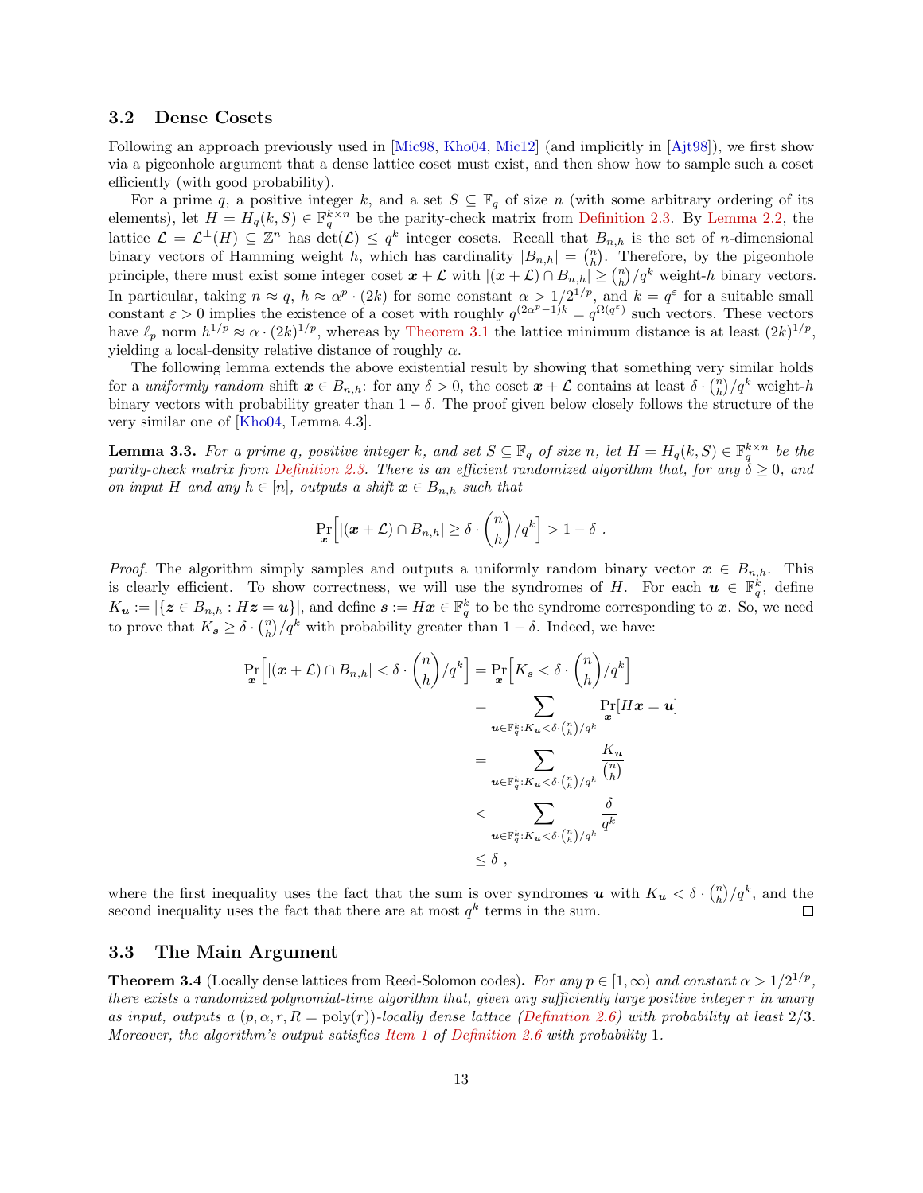### 3.2 Dense Cosets

Following an approach previously used in [Mic98, Kho04, Mic12] (and implicitly in [Ajt98]), we first show via a pigeonhole argument that a dense lattice coset must exist, and then show how to sample such a coset efficiently (with good probability).

For a prime $q$, a positive integer $k$, and a set $S \subseteq \mathbb{F}_q$ of size $n$ (with some arbitrary ordering of its elements), let $H = H_q(k, S) \in \mathbb{F}_q^{k \times n}$ be the parity-check matrix from Definition 2.3. By Lemma 2.2, the lattice $\mathcal{L} = \mathcal{L}^{\perp}(H) \subseteq \mathbb{Z}^n$ has $\det(\mathcal{L}) \leq q^k$ integer cosets. Recall that $B_{n,h}$ is the set of $n$-dimensional binary vectors of Hamming weight $h$, which has cardinality $|B_{n,h}| = \binom{n}{h}$. Therefore, by the pigeonhole principle, there must exist some integer coset $\boldsymbol{x} + \mathcal{L}$ with $|(\boldsymbol{x} + \mathcal{L}) \cap B_{n,h}| \geq \binom{n}{h}/q^k$ weight-$h$ binary vectors. In particular, taking $n \approx q$, $h \approx \alpha^p \cdot (2k)$ for some constant $\alpha > 1/2^{1/p}$, and $k = q^{\varepsilon}$ for a suitable small constant $\varepsilon > 0$ implies the existence of a coset with roughly $q^{(2\alpha^p - 1)k} = q^{\Omega(q^{\varepsilon})}$ such vectors. These vectors have $\ell_p$ norm $h^{1/p} \approx \alpha \cdot (2k)^{1/p}$, whereas by Theorem 3.1 the lattice minimum distance is at least $(2k)^{1/p}$, yielding a local-density relative distance of roughly $\alpha$.

The following lemma extends the above existential result by showing that something very similar holds for a *uniformly random* shift $\boldsymbol{x} \in B_{n,h}$: for any $\delta > 0$, the coset $\boldsymbol{x} + \mathcal{L}$ contains at least $\delta \cdot \binom{n}{h}/q^k$ weight-$h$ binary vectors with probability greater than $1 - \delta$. The proof given below closely follows the structure of the very similar one of [Kho04, Lemma 4.3].

**Lemma 3.3.** *For a prime $q$, positive integer $k$, and set $S \subseteq \mathbb{F}_q$ of size $n$, let $H = H_q(k, S) \in \mathbb{F}_q^{k \times n}$ be the parity-check matrix from Definition 2.3. There is an efficient randomized algorithm that, for any $\delta \geq 0$, and on input $H$ and any $h \in [n]$, outputs a shift $\boldsymbol{x} \in B_{n,h}$ such that*

$$\Pr_{\boldsymbol{x}}\Big[|(\boldsymbol{x} + \mathcal{L}) \cap B_{n,h}| \geq \delta \cdot \binom{n}{h}/q^k\Big] > 1 - \delta \ .$$

*Proof.* The algorithm simply samples and outputs a uniformly random binary vector $\boldsymbol{x} \in B_{n,h}$. This is clearly efficient. To show correctness, we will use the syndromes of $H$. For each $\boldsymbol{u} \in \mathbb{F}_q^k$, define $K_{\boldsymbol{u}} := |\{\boldsymbol{z} \in B_{n,h} : H\boldsymbol{z} = \boldsymbol{u}\}|$, and define $\boldsymbol{s} := H\boldsymbol{x} \in \mathbb{F}_q^k$ to be the syndrome corresponding to $\boldsymbol{x}$. So, we need to prove that $K_{\boldsymbol{s}} \geq \delta \cdot \binom{n}{h}/q^k$ with probability greater than $1 - \delta$. Indeed, we have:

$$\begin{aligned}
\Pr_{\boldsymbol{x}}\Big[|(\boldsymbol{x} + \mathcal{L}) \cap B_{n,h}| < \delta \cdot \binom{n}{h}/q^k\Big] &= \Pr_{\boldsymbol{x}}\Big[K_{\boldsymbol{s}} < \delta \cdot \binom{n}{h}/q^k\Big] \\
&= \sum_{\boldsymbol{u} \in \mathbb{F}_q^k : K_{\boldsymbol{u}} < \delta \cdot \binom{n}{h}/q^k} \Pr_{\boldsymbol{x}}[H\boldsymbol{x} = \boldsymbol{u}] \\
&= \sum_{\boldsymbol{u} \in \mathbb{F}_q^k : K_{\boldsymbol{u}} < \delta \cdot \binom{n}{h}/q^k} \frac{K_{\boldsymbol{u}}}{\binom{n}{h}} \\
&< \sum_{\boldsymbol{u} \in \mathbb{F}_q^k : K_{\boldsymbol{u}} < \delta \cdot \binom{n}{h}/q^k} \frac{\delta}{q^k} \\
&\leq \delta \ ,
\end{aligned}$$

where the first inequality uses the fact that the sum is over syndromes $\boldsymbol{u}$ with $K_{\boldsymbol{u}} < \delta \cdot \binom{n}{h}/q^k$, and the second inequality uses the fact that there are at most $q^k$ terms in the sum. ∎

### 3.3 The Main Argument

**Theorem 3.4** (Locally dense lattices from Reed-Solomon codes)**.** *For any $p \in [1, \infty)$ and constant $\alpha > 1/2^{1/p}$, there exists a randomized polynomial-time algorithm that, given any sufficiently large positive integer $r$ in unary as input, outputs a $(p, \alpha, r, R = \mathrm{poly}(r))$-locally dense lattice (Definition 2.6) with probability at least $2/3$. Moreover, the algorithm's output satisfies Item 1 of Definition 2.6 with probability 1.*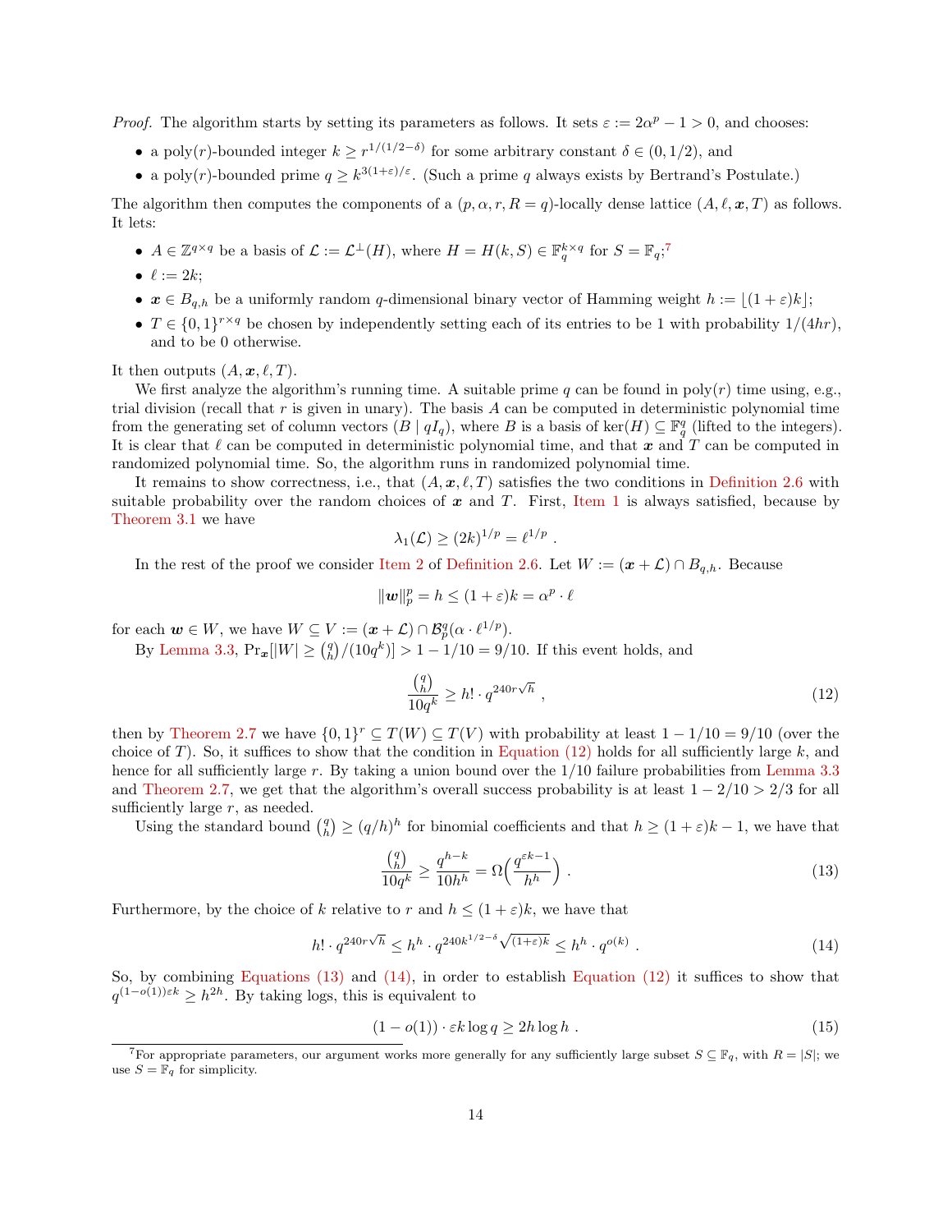*Proof.* The algorithm starts by setting its parameters as follows. It sets $\varepsilon := 2\alpha^p - 1 > 0$, and chooses:

- a $\mathrm{poly}(r)$-bounded integer $k \geq r^{1/(1/2-\delta)}$ for some arbitrary constant $\delta \in (0, 1/2)$, and
- a $\mathrm{poly}(r)$-bounded prime $q \geq k^{3(1+\varepsilon)/\varepsilon}$. (Such a prime $q$ always exists by Bertrand's Postulate.)

The algorithm then computes the components of a $(p, \alpha, r, R = q)$-locally dense lattice $(A, \ell, \boldsymbol{x}, T)$ as follows. It lets:

- $A \in \mathbb{Z}^{q \times q}$ be a basis of $\mathcal{L} := \mathcal{L}^{\perp}(H)$, where $H = H(k, S) \in \mathbb{F}_q^{k \times q}$ for $S = \mathbb{F}_q$;[7]
- $\ell := 2k$;
- $\boldsymbol{x} \in B_{q,h}$ be a uniformly random $q$-dimensional binary vector of Hamming weight $h := \lfloor (1+\varepsilon)k \rfloor$;
- $T \in \{0,1\}^{r \times q}$ be chosen by independently setting each of its entries to be 1 with probability $1/(4hr)$, and to be 0 otherwise.

It then outputs $(A, \boldsymbol{x}, \ell, T)$.

We first analyze the algorithm's running time. A suitable prime $q$ can be found in $\mathrm{poly}(r)$ time using, e.g., trial division (recall that $r$ is given in unary). The basis $A$ can be computed in deterministic polynomial time from the generating set of column vectors $(B \mid qI_q)$, where $B$ is a basis of $\ker(H) \subseteq \mathbb{F}_q^q$ (lifted to the integers). It is clear that $\ell$ can be computed in deterministic polynomial time, and that $\boldsymbol{x}$ and $T$ can be computed in randomized polynomial time. So, the algorithm runs in randomized polynomial time.

It remains to show correctness, i.e., that $(A, \boldsymbol{x}, \ell, T)$ satisfies the two conditions in Definition 2.6 with suitable probability over the random choices of $\boldsymbol{x}$ and $T$. First, Item 1 is always satisfied, because by Theorem 3.1 we have

$$\lambda_1(\mathcal{L}) \geq (2k)^{1/p} = \ell^{1/p} .$$

In the rest of the proof we consider Item 2 of Definition 2.6. Let $W := (\boldsymbol{x} + \mathcal{L}) \cap B_{q,h}$. Because

$$\|\boldsymbol{w}\|_p^p = h \leq (1+\varepsilon)k = \alpha^p \cdot \ell$$

for each $\boldsymbol{w} \in W$, we have $W \subseteq V := (\boldsymbol{x} + \mathcal{L}) \cap \mathcal{B}_p^q(\alpha \cdot \ell^{1/p})$.

By Lemma 3.3, $\Pr_{\boldsymbol{x}}[|W| \geq \binom{q}{h}/(10q^k)] > 1 - 1/10 = 9/10$. If this event holds, and

$$\frac{\binom{q}{h}}{10q^k} \geq h! \cdot q^{240r\sqrt{h}} , \tag{12}$$

then by Theorem 2.7 we have $\{0,1\}^r \subseteq T(W) \subseteq T(V)$ with probability at least $1 - 1/10 = 9/10$ (over the choice of $T$). So, it suffices to show that the condition in Equation (12) holds for all sufficiently large $k$, and hence for all sufficiently large $r$. By taking a union bound over the $1/10$ failure probabilities from Lemma 3.3 and Theorem 2.7, we get that the algorithm's overall success probability is at least $1 - 2/10 > 2/3$ for all sufficiently large $r$, as needed.

Using the standard bound $\binom{q}{h} \geq (q/h)^h$ for binomial coefficients and that $h \geq (1+\varepsilon)k - 1$, we have that

$$\frac{\binom{q}{h}}{10q^k} \geq \frac{q^{h-k}}{10h^h} = \Omega\Big(\frac{q^{\varepsilon k - 1}}{h^h}\Big) . \tag{13}$$

Furthermore, by the choice of $k$ relative to $r$ and $h \leq (1+\varepsilon)k$, we have that

$$h! \cdot q^{240r\sqrt{h}} \leq h^h \cdot q^{240k^{1/2-\delta}\sqrt{(1+\varepsilon)k}} \leq h^h \cdot q^{o(k)} . \tag{14}$$

So, by combining Equations (13) and (14), in order to establish Equation (12) it suffices to show that $q^{(1-o(1))\varepsilon k} \geq h^{2h}$. By taking logs, this is equivalent to

$$(1 - o(1)) \cdot \varepsilon k \log q \geq 2h \log h . \tag{15}$$

[7]For appropriate parameters, our argument works more generally for any sufficiently large subset $S \subseteq \mathbb{F}_q$, with $R = |S|$; we use $S = \mathbb{F}_q$ for simplicity.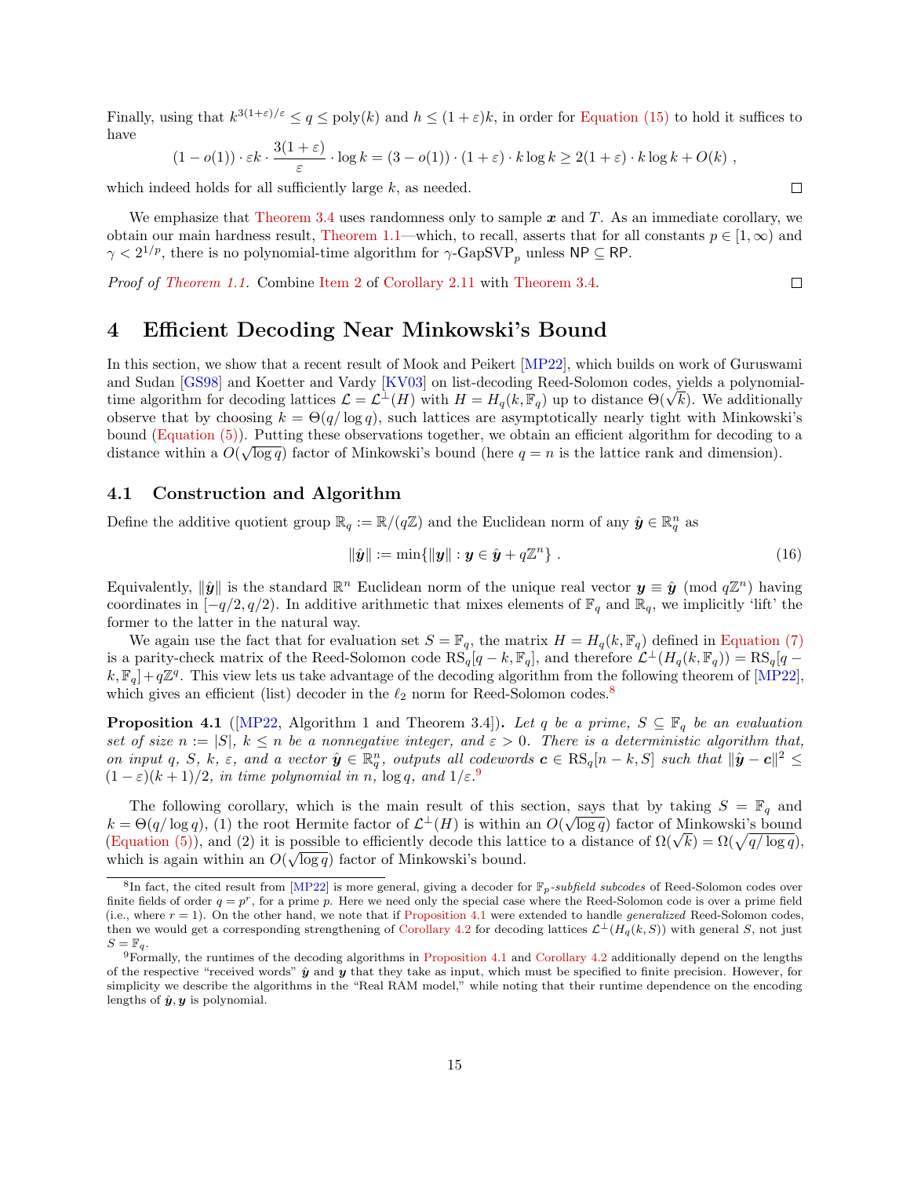Finally, using that $k^{3(1+\varepsilon)/\varepsilon} \le q \le \mathrm{poly}(k)$ and $h \le (1+\varepsilon)k$, in order for Equation (15) to hold it suffices to have

$$(1-o(1)) \cdot \varepsilon k \cdot \frac{3(1+\varepsilon)}{\varepsilon} \cdot \log k = (3-o(1)) \cdot (1+\varepsilon) \cdot k \log k \ge 2(1+\varepsilon) \cdot k \log k + O(k) \ ,$$

which indeed holds for all sufficiently large $k$, as needed. □

We emphasize that Theorem 3.4 uses randomness only to sample $\boldsymbol{x}$ and $T$. As an immediate corollary, we obtain our main hardness result, Theorem 1.1—which, to recall, asserts that for all constants $p \in [1,\infty)$ and $\gamma < 2^{1/p}$, there is no polynomial-time algorithm for $\gamma$-$\mathrm{GapSVP}_p$ unless $\mathsf{NP} \subseteq \mathsf{RP}$.

*Proof of Theorem 1.1.* Combine Item 2 of Corollary 2.11 with Theorem 3.4. □

# 4 Efficient Decoding Near Minkowski's Bound

In this section, we show that a recent result of Mook and Peikert [MP22], which builds on work of Guruswami and Sudan [GS98] and Koetter and Vardy [KV03] on list-decoding Reed-Solomon codes, yields a polynomial-time algorithm for decoding lattices $\mathcal{L} = \mathcal{L}^{\perp}(H)$ with $H = H_q(k, \mathbb{F}_q)$ up to distance $\Theta(\sqrt{k})$. We additionally observe that by choosing $k = \Theta(q/\log q)$, such lattices are asymptotically nearly tight with Minkowski's bound (Equation (5)). Putting these observations together, we obtain an efficient algorithm for decoding to a distance within a $O(\sqrt{\log q})$ factor of Minkowski's bound (here $q = n$ is the lattice rank and dimension).

## 4.1 Construction and Algorithm

Define the additive quotient group $\mathbb{R}_q := \mathbb{R}/(q\mathbb{Z})$ and the Euclidean norm of any $\hat{\boldsymbol{y}} \in \mathbb{R}_q^n$ as

$$\|\hat{\boldsymbol{y}}\| := \min\{\|\boldsymbol{y}\| : \boldsymbol{y} \in \hat{\boldsymbol{y}} + q\mathbb{Z}^n\} \ . \tag{16}$$

Equivalently, $\|\hat{\boldsymbol{y}}\|$ is the standard $\mathbb{R}^n$ Euclidean norm of the unique real vector $\boldsymbol{y} \equiv \hat{\boldsymbol{y}} \pmod{q\mathbb{Z}^n}$ having coordinates in $[-q/2, q/2)$. In additive arithmetic that mixes elements of $\mathbb{F}_q$ and $\mathbb{R}_q$, we implicitly 'lift' the former to the latter in the natural way.

We again use the fact that for evaluation set $S = \mathbb{F}_q$, the matrix $H = H_q(k, \mathbb{F}_q)$ defined in Equation (7) is a parity-check matrix of the Reed-Solomon code $\mathrm{RS}_q[q-k, \mathbb{F}_q]$, and therefore $\mathcal{L}^{\perp}(H_q(k,\mathbb{F}_q)) = \mathrm{RS}_q[q-k, \mathbb{F}_q] + q\mathbb{Z}^q$. This view lets us take advantage of the decoding algorithm from the following theorem of [MP22], which gives an efficient (list) decoder in the $\ell_2$ norm for Reed-Solomon codes.[8]

**Proposition 4.1** ([MP22, Algorithm 1 and Theorem 3.4])**.** *Let $q$ be a prime, $S \subseteq \mathbb{F}_q$ be an evaluation set of size $n := |S|$, $k \le n$ be a nonnegative integer, and $\varepsilon > 0$. There is a deterministic algorithm that, on input $q$, $S$, $k$, $\varepsilon$, and a vector $\hat{\boldsymbol{y}} \in \mathbb{R}_q^n$, outputs all codewords $\boldsymbol{c} \in \mathrm{RS}_q[n-k, S]$ such that $\|\hat{\boldsymbol{y}} - \boldsymbol{c}\|^2 \le (1-\varepsilon)(k+1)/2$, in time polynomial in $n$, $\log q$, and $1/\varepsilon$.*[9]

The following corollary, which is the main result of this section, says that by taking $S = \mathbb{F}_q$ and $k = \Theta(q/\log q)$, (1) the root Hermite factor of $\mathcal{L}^{\perp}(H)$ is within an $O(\sqrt{\log q})$ factor of Minkowski's bound (Equation (5)), and (2) it is possible to efficiently decode this lattice to a distance of $\Omega(\sqrt{k}) = \Omega(\sqrt{q/\log q})$, which is again within an $O(\sqrt{\log q})$ factor of Minkowski's bound.

---

[8] In fact, the cited result from [MP22] is more general, giving a decoder for $\mathbb{F}_p$-*subfield subcodes* of Reed-Solomon codes over finite fields of order $q = p^r$, for a prime $p$. Here we need only the special case where the Reed-Solomon code is over a prime field (i.e., where $r = 1$). On the other hand, we note that if Proposition 4.1 were extended to handle *generalized* Reed-Solomon codes, then we would get a corresponding strengthening of Corollary 4.2 for decoding lattices $\mathcal{L}^{\perp}(H_q(k,S))$ with general $S$, not just $S = \mathbb{F}_q$.

[9] Formally, the runtimes of the decoding algorithms in Proposition 4.1 and Corollary 4.2 additionally depend on the lengths of the respective "received words" $\hat{\boldsymbol{y}}$ and $\boldsymbol{y}$ that they take as input, which must be specified to finite precision. However, for simplicity we describe the algorithms in the "Real RAM model," while noting that their runtime dependence on the encoding lengths of $\hat{\boldsymbol{y}}, \boldsymbol{y}$ is polynomial.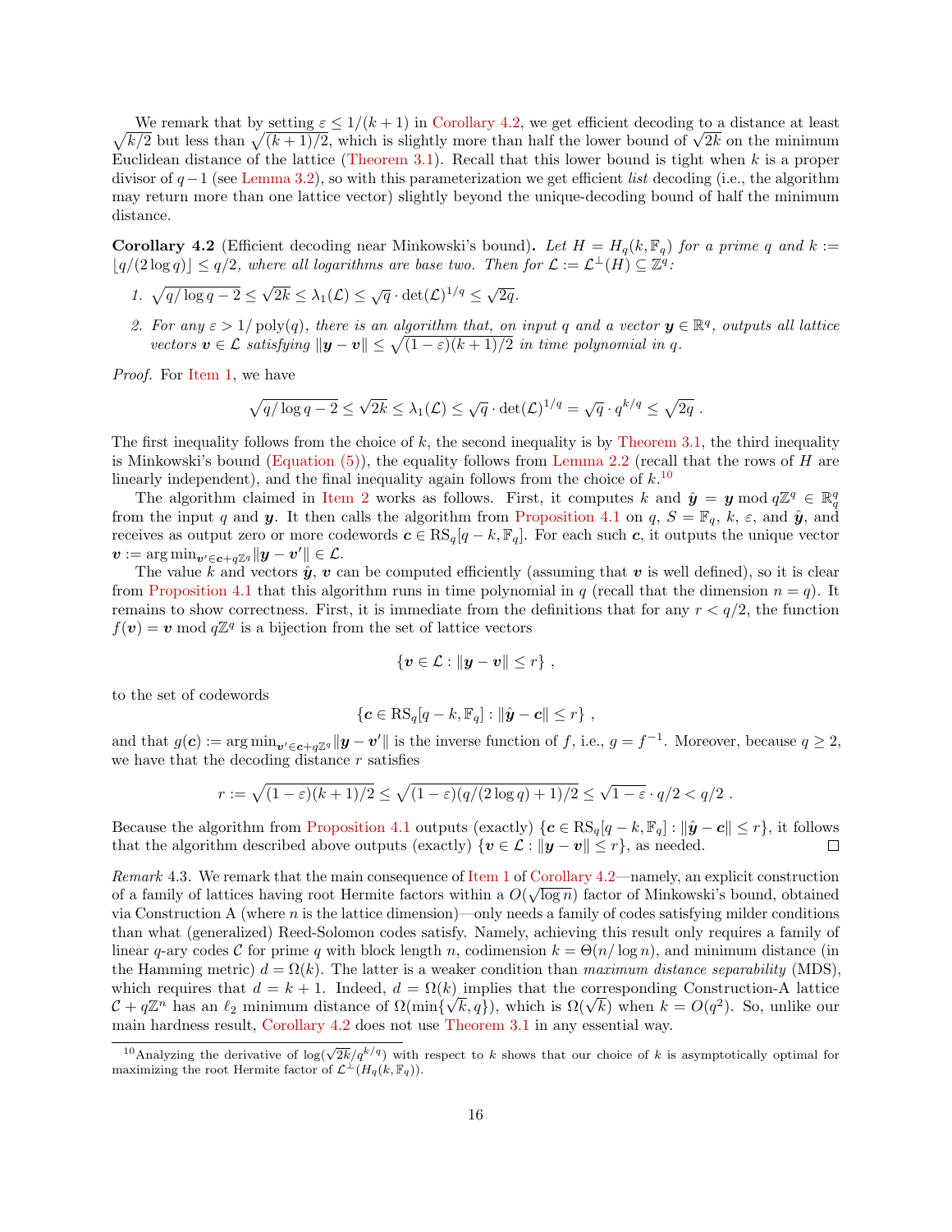We remark that by setting $\varepsilon \leq 1/(k+1)$ in Corollary 4.2, we get efficient decoding to a distance at least $\sqrt{k/2}$ but less than $\sqrt{(k+1)/2}$, which is slightly more than half the lower bound of $\sqrt{2k}$ on the minimum Euclidean distance of the lattice (Theorem 3.1). Recall that this lower bound is tight when $k$ is a proper divisor of $q-1$ (see Lemma 3.2), so with this parameterization we get efficient *list* decoding (i.e., the algorithm may return more than one lattice vector) slightly beyond the unique-decoding bound of half the minimum distance.

**Corollary 4.2** (Efficient decoding near Minkowski's bound). *Let $H = H_q(k, \mathbb{F}_q)$ for a prime $q$ and $k := \lfloor q/(2\log q) \rfloor \leq q/2$, where all logarithms are base two. Then for $\mathcal{L} := \mathcal{L}^\perp(H) \subseteq \mathbb{Z}^q$:*

1. $\sqrt{q/\log q - 2} \leq \sqrt{2k} \leq \lambda_1(\mathcal{L}) \leq \sqrt{q} \cdot \det(\mathcal{L})^{1/q} \leq \sqrt{2q}$.
2. *For any $\varepsilon > 1/\operatorname{poly}(q)$, there is an algorithm that, on input $q$ and a vector $\boldsymbol{y} \in \mathbb{R}^q$, outputs all lattice vectors $\boldsymbol{v} \in \mathcal{L}$ satisfying $\|\boldsymbol{y} - \boldsymbol{v}\| \leq \sqrt{(1-\varepsilon)(k+1)/2}$ in time polynomial in $q$.*

*Proof.* For Item 1, we have

$$\sqrt{q/\log q - 2} \leq \sqrt{2k} \leq \lambda_1(\mathcal{L}) \leq \sqrt{q} \cdot \det(\mathcal{L})^{1/q} = \sqrt{q} \cdot q^{k/q} \leq \sqrt{2q} \ .$$

The first inequality follows from the choice of $k$, the second inequality is by Theorem 3.1, the third inequality is Minkowski's bound (Equation (5)), the equality follows from Lemma 2.2 (recall that the rows of $H$ are linearly independent), and the final inequality again follows from the choice of $k$.[10]

The algorithm claimed in Item 2 works as follows. First, it computes $k$ and $\hat{\boldsymbol{y}} = \boldsymbol{y} \bmod q\mathbb{Z}^q \in \mathbb{R}_q^q$ from the input $q$ and $\boldsymbol{y}$. It then calls the algorithm from Proposition 4.1 on $q$, $S = \mathbb{F}_q$, $k$, $\varepsilon$, and $\hat{\boldsymbol{y}}$, and receives as output zero or more codewords $\boldsymbol{c} \in \mathrm{RS}_q[q-k, \mathbb{F}_q]$. For each such $\boldsymbol{c}$, it outputs the unique vector $\boldsymbol{v} := \arg\min_{\boldsymbol{v}' \in \boldsymbol{c} + q\mathbb{Z}^q} \|\boldsymbol{y} - \boldsymbol{v}'\| \in \mathcal{L}$.

The value $k$ and vectors $\hat{\boldsymbol{y}}$, $\boldsymbol{v}$ can be computed efficiently (assuming that $\boldsymbol{v}$ is well defined), so it is clear from Proposition 4.1 that this algorithm runs in time polynomial in $q$ (recall that the dimension $n = q$). It remains to show correctness. First, it is immediate from the definitions that for any $r < q/2$, the function $f(\boldsymbol{v}) = \boldsymbol{v} \bmod q\mathbb{Z}^q$ is a bijection from the set of lattice vectors

$$\{\boldsymbol{v} \in \mathcal{L} : \|\boldsymbol{y} - \boldsymbol{v}\| \leq r\} \ ,$$

to the set of codewords

$$\{\boldsymbol{c} \in \mathrm{RS}_q[q-k, \mathbb{F}_q] : \|\hat{\boldsymbol{y}} - \boldsymbol{c}\| \leq r\} \ ,$$

and that $g(\boldsymbol{c}) := \arg\min_{\boldsymbol{v}' \in \boldsymbol{c} + q\mathbb{Z}^q} \|\boldsymbol{y} - \boldsymbol{v}'\|$ is the inverse function of $f$, i.e., $g = f^{-1}$. Moreover, because $q \geq 2$, we have that the decoding distance $r$ satisfies

$$r := \sqrt{(1-\varepsilon)(k+1)/2} \leq \sqrt{(1-\varepsilon)(q/(2\log q)+1)/2} \leq \sqrt{1-\varepsilon} \cdot q/2 < q/2 \ .$$

Because the algorithm from Proposition 4.1 outputs (exactly) $\{\boldsymbol{c} \in \mathrm{RS}_q[q-k, \mathbb{F}_q] : \|\hat{\boldsymbol{y}} - \boldsymbol{c}\| \leq r\}$, it follows that the algorithm described above outputs (exactly) $\{\boldsymbol{v} \in \mathcal{L} : \|\boldsymbol{y} - \boldsymbol{v}\| \leq r\}$, as needed. ∎

*Remark* 4.3. We remark that the main consequence of Item 1 of Corollary 4.2—namely, an explicit construction of a family of lattices having root Hermite factors within a $O(\sqrt{\log n})$ factor of Minkowski's bound, obtained via Construction A (where $n$ is the lattice dimension)—only needs a family of codes satisfying milder conditions than what (generalized) Reed-Solomon codes satisfy. Namely, achieving this result only requires a family of linear $q$-ary codes $\mathcal{C}$ for prime $q$ with block length $n$, codimension $k = \Theta(n/\log n)$, and minimum distance (in the Hamming metric) $d = \Omega(k)$. The latter is a weaker condition than *maximum distance separability* (MDS), which requires that $d = k+1$. Indeed, $d = \Omega(k)$ implies that the corresponding Construction-A lattice $\mathcal{C} + q\mathbb{Z}^n$ has an $\ell_2$ minimum distance of $\Omega(\min\{\sqrt{k}, q\})$, which is $\Omega(\sqrt{k})$ when $k = O(q^2)$. So, unlike our main hardness result, Corollary 4.2 does not use Theorem 3.1 in any essential way.

[10] Analyzing the derivative of $\log(\sqrt{2k}/q^{k/q})$ with respect to $k$ shows that our choice of $k$ is asymptotically optimal for maximizing the root Hermite factor of $\mathcal{L}^\perp(H_q(k, \mathbb{F}_q))$.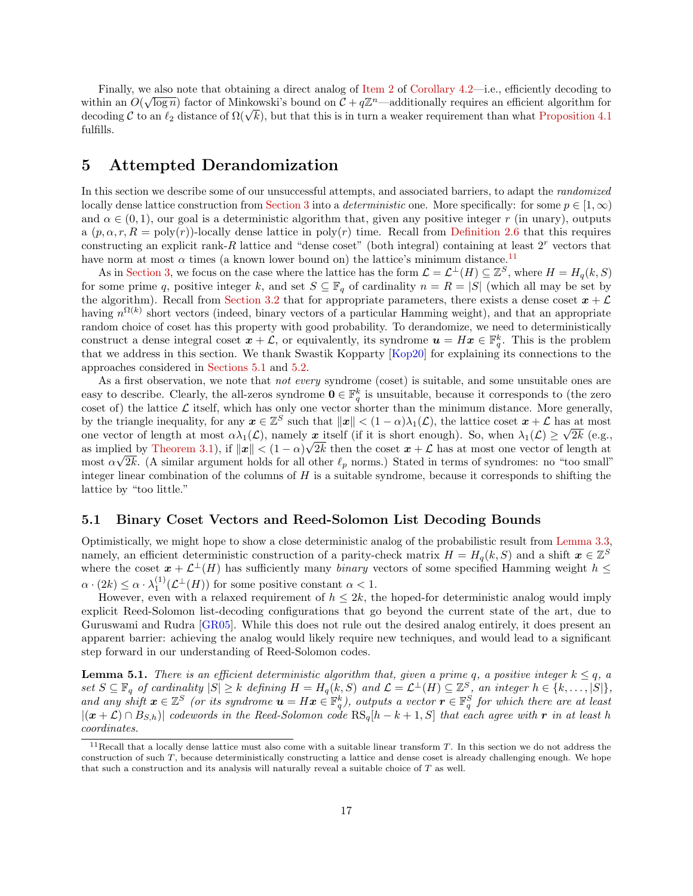Finally, we also note that obtaining a direct analog of Item 2 of Corollary 4.2—i.e., efficiently decoding to within an $O(\sqrt{\log n})$ factor of Minkowski's bound on $\mathcal{C} + q\mathbb{Z}^n$—additionally requires an efficient algorithm for decoding $\mathcal{C}$ to an $\ell_2$ distance of $\Omega(\sqrt{k})$, but that this is in turn a weaker requirement than what Proposition 4.1 fulfills.

# 5 Attempted Derandomization

In this section we describe some of our unsuccessful attempts, and associated barriers, to adapt the *randomized* locally dense lattice construction from Section 3 into a *deterministic* one. More specifically: for some $p \in [1, \infty)$ and $\alpha \in (0, 1)$, our goal is a deterministic algorithm that, given any positive integer $r$ (in unary), outputs a $(p, \alpha, r, R = \mathrm{poly}(r))$-locally dense lattice in $\mathrm{poly}(r)$ time. Recall from Definition 2.6 that this requires constructing an explicit rank-$R$ lattice and "dense coset" (both integral) containing at least $2^r$ vectors that have norm at most $\alpha$ times (a known lower bound on) the lattice's minimum distance.[11]

As in Section 3, we focus on the case where the lattice has the form $\mathcal{L} = \mathcal{L}^\perp(H) \subseteq \mathbb{Z}^S$, where $H = H_q(k, S)$ for some prime $q$, positive integer $k$, and set $S \subseteq \mathbb{F}_q$ of cardinality $n = R = |S|$ (which all may be set by the algorithm). Recall from Section 3.2 that for appropriate parameters, there exists a dense coset $\boldsymbol{x} + \mathcal{L}$ having $n^{\Omega(k)}$ short vectors (indeed, binary vectors of a particular Hamming weight), and that an appropriate random choice of coset has this property with good probability. To derandomize, we need to deterministically construct a dense integral coset $\boldsymbol{x} + \mathcal{L}$, or equivalently, its syndrome $\boldsymbol{u} = H\boldsymbol{x} \in \mathbb{F}_q^k$. This is the problem that we address in this section. We thank Swastik Kopparty [Kop20] for explaining its connections to the approaches considered in Sections 5.1 and 5.2.

As a first observation, we note that *not every* syndrome (coset) is suitable, and some unsuitable ones are easy to describe. Clearly, the all-zeros syndrome $\mathbf{0} \in \mathbb{F}_q^k$ is unsuitable, because it corresponds to (the zero coset of) the lattice $\mathcal{L}$ itself, which has only one vector shorter than the minimum distance. More generally, by the triangle inequality, for any $\boldsymbol{x} \in \mathbb{Z}^S$ such that $\|\boldsymbol{x}\| < (1-\alpha)\lambda_1(\mathcal{L})$, the lattice coset $\boldsymbol{x} + \mathcal{L}$ has at most one vector of length at most $\alpha\lambda_1(\mathcal{L})$, namely $\boldsymbol{x}$ itself (if it is short enough). So, when $\lambda_1(\mathcal{L}) \geq \sqrt{2k}$ (e.g., as implied by Theorem 3.1), if $\|\boldsymbol{x}\| < (1-\alpha)\sqrt{2k}$ then the coset $\boldsymbol{x} + \mathcal{L}$ has at most one vector of length at most $\alpha\sqrt{2k}$. (A similar argument holds for all other $\ell_p$ norms.) Stated in terms of syndromes: no "too small" integer linear combination of the columns of $H$ is a suitable syndrome, because it corresponds to shifting the lattice by "too little."

## 5.1 Binary Coset Vectors and Reed-Solomon List Decoding Bounds

Optimistically, we might hope to show a close deterministic analog of the probabilistic result from Lemma 3.3, namely, an efficient deterministic construction of a parity-check matrix $H = H_q(k, S)$ and a shift $\boldsymbol{x} \in \mathbb{Z}^S$ where the coset $\boldsymbol{x} + \mathcal{L}^\perp(H)$ has sufficiently many *binary* vectors of some specified Hamming weight $h \leq \alpha \cdot (2k) \leq \alpha \cdot \lambda_1^{(1)}(\mathcal{L}^\perp(H))$ for some positive constant $\alpha < 1$.

However, even with a relaxed requirement of $h \leq 2k$, the hoped-for deterministic analog would imply explicit Reed-Solomon list-decoding configurations that go beyond the current state of the art, due to Guruswami and Rudra [GR05]. While this does not rule out the desired analog entirely, it does present an apparent barrier: achieving the analog would likely require new techniques, and would lead to a significant step forward in our understanding of Reed-Solomon codes.

**Lemma 5.1.** *There is an efficient deterministic algorithm that, given a prime $q$, a positive integer $k \leq q$, a set $S \subseteq \mathbb{F}_q$ of cardinality $|S| \geq k$ defining $H = H_q(k, S)$ and $\mathcal{L} = \mathcal{L}^\perp(H) \subseteq \mathbb{Z}^S$, an integer $h \in \{k, \dots, |S|\}$, and any shift $\boldsymbol{x} \in \mathbb{Z}^S$ (or its syndrome $\boldsymbol{u} = H\boldsymbol{x} \in \mathbb{F}_q^k$), outputs a vector $\boldsymbol{r} \in \mathbb{F}_q^S$ for which there are at least $|(\boldsymbol{x} + \mathcal{L}) \cap B_{S,h}|$ codewords in the Reed-Solomon code $\mathrm{RS}_q[h - k + 1, S]$ that each agree with $\boldsymbol{r}$ in at least $h$ coordinates.*

[11] Recall that a locally dense lattice must also come with a suitable linear transform $T$. In this section we do not address the construction of such $T$, because deterministically constructing a lattice and dense coset is already challenging enough. We hope that such a construction and its analysis will naturally reveal a suitable choice of $T$ as well.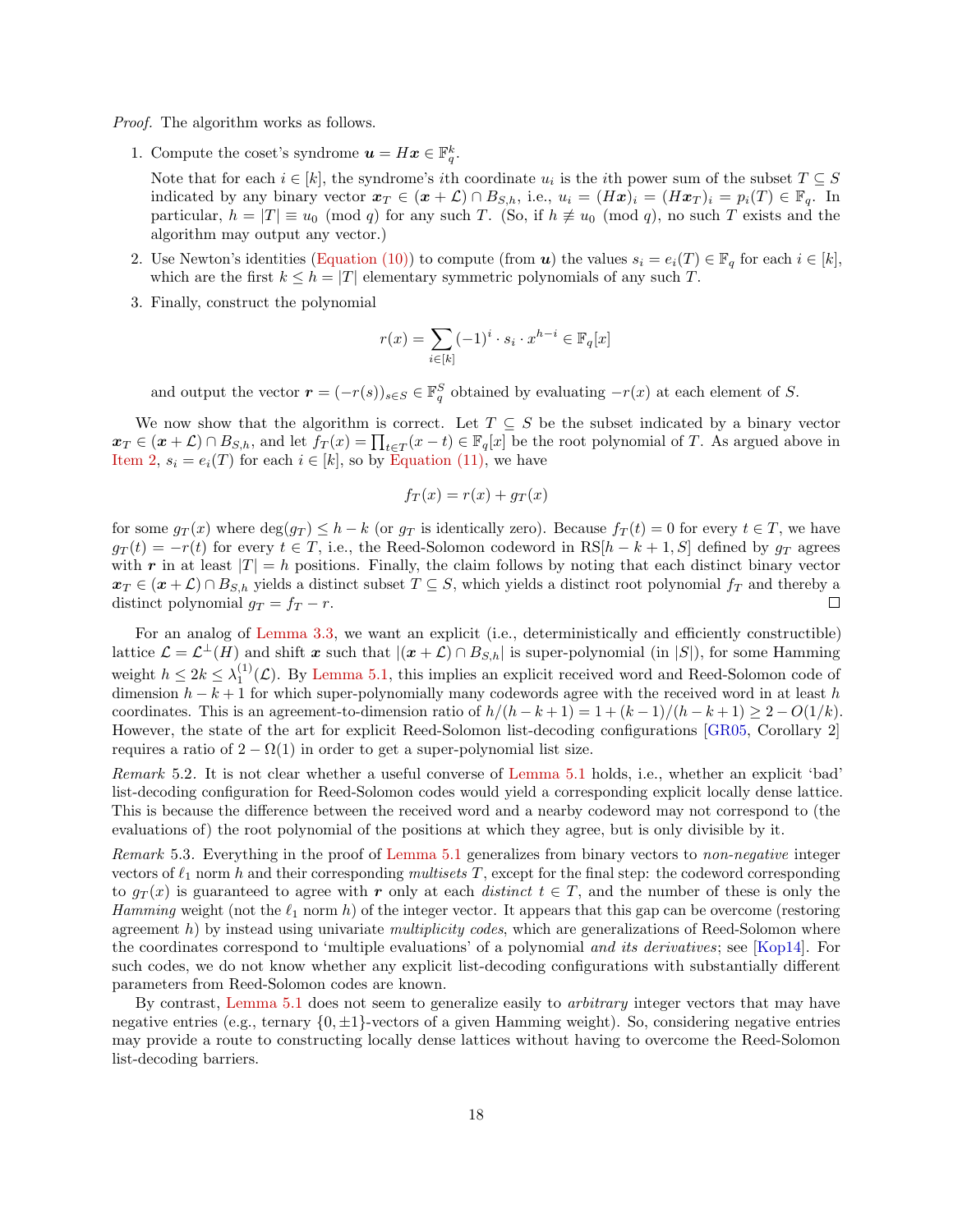*Proof.* The algorithm works as follows.

1. Compute the coset's syndrome $\boldsymbol{u} = H\boldsymbol{x} \in \mathbb{F}_q^k$.

   Note that for each $i \in [k]$, the syndrome's $i$th coordinate $u_i$ is the $i$th power sum of the subset $T \subseteq S$ indicated by any binary vector $\boldsymbol{x}_T \in (\boldsymbol{x} + \mathcal{L}) \cap B_{S,h}$, i.e., $u_i = (H\boldsymbol{x})_i = (H\boldsymbol{x}_T)_i = p_i(T) \in \mathbb{F}_q$. In particular, $h = |T| \equiv u_0 \pmod q$ for any such $T$. (So, if $h \not\equiv u_0 \pmod q$, no such $T$ exists and the algorithm may output any vector.)

2. Use Newton's identities (Equation (10)) to compute (from $\boldsymbol{u}$) the values $s_i = e_i(T) \in \mathbb{F}_q$ for each $i \in [k]$, which are the first $k \le h = |T|$ elementary symmetric polynomials of any such $T$.

3. Finally, construct the polynomial

$$r(x) = \sum_{i \in [k]} (-1)^i \cdot s_i \cdot x^{h-i} \in \mathbb{F}_q[x]$$

   and output the vector $\boldsymbol{r} = (-r(s))_{s \in S} \in \mathbb{F}_q^S$ obtained by evaluating $-r(x)$ at each element of $S$.

We now show that the algorithm is correct. Let $T \subseteq S$ be the subset indicated by a binary vector $\boldsymbol{x}_T \in (\boldsymbol{x} + \mathcal{L}) \cap B_{S,h}$, and let $f_T(x) = \prod_{t \in T}(x - t) \in \mathbb{F}_q[x]$ be the root polynomial of $T$. As argued above in Item 2, $s_i = e_i(T)$ for each $i \in [k]$, so by Equation (11), we have

$$f_T(x) = r(x) + g_T(x)$$

for some $g_T(x)$ where $\deg(g_T) \le h - k$ (or $g_T$ is identically zero). Because $f_T(t) = 0$ for every $t \in T$, we have $g_T(t) = -r(t)$ for every $t \in T$, i.e., the Reed-Solomon codeword in $\mathrm{RS}[h - k + 1, S]$ defined by $g_T$ agrees with $\boldsymbol{r}$ in at least $|T| = h$ positions. Finally, the claim follows by noting that each distinct binary vector $\boldsymbol{x}_T \in (\boldsymbol{x} + \mathcal{L}) \cap B_{S,h}$ yields a distinct subset $T \subseteq S$, which yields a distinct root polynomial $f_T$ and thereby a distinct polynomial $g_T = f_T - r$. ∎

For an analog of Lemma 3.3, we want an explicit (i.e., deterministically and efficiently constructible) lattice $\mathcal{L} = \mathcal{L}^\perp(H)$ and shift $\boldsymbol{x}$ such that $|(\boldsymbol{x} + \mathcal{L}) \cap B_{S,h}|$ is super-polynomial (in $|S|$), for some Hamming weight $h \le 2k \le \lambda_1^{(1)}(\mathcal{L})$. By Lemma 5.1, this implies an explicit received word and Reed-Solomon code of dimension $h - k + 1$ for which super-polynomially many codewords agree with the received word in at least $h$ coordinates. This is an agreement-to-dimension ratio of $h/(h - k + 1) = 1 + (k - 1)/(h - k + 1) \ge 2 - O(1/k)$. However, the state of the art for explicit Reed-Solomon list-decoding configurations [GR05, Corollary 2] requires a ratio of $2 - \Omega(1)$ in order to get a super-polynomial list size.

*Remark* 5.2. It is not clear whether a useful converse of Lemma 5.1 holds, i.e., whether an explicit 'bad' list-decoding configuration for Reed-Solomon codes would yield a corresponding explicit locally dense lattice. This is because the difference between the received word and a nearby codeword may not correspond to (the evaluations of) the root polynomial of the positions at which they agree, but is only divisible by it.

*Remark* 5.3. Everything in the proof of Lemma 5.1 generalizes from binary vectors to *non-negative* integer vectors of $\ell_1$ norm $h$ and their corresponding *multisets* $T$, except for the final step: the codeword corresponding to $g_T(x)$ is guaranteed to agree with $\boldsymbol{r}$ only at each *distinct* $t \in T$, and the number of these is only the *Hamming* weight (not the $\ell_1$ norm $h$) of the integer vector. It appears that this gap can be overcome (restoring agreement $h$) by instead using univariate *multiplicity codes*, which are generalizations of Reed-Solomon where the coordinates correspond to 'multiple evaluations' of a polynomial *and its derivatives*; see [Kop14]. For such codes, we do not know whether any explicit list-decoding configurations with substantially different parameters from Reed-Solomon codes are known.

By contrast, Lemma 5.1 does not seem to generalize easily to *arbitrary* integer vectors that may have negative entries (e.g., ternary $\{0, \pm 1\}$-vectors of a given Hamming weight). So, considering negative entries may provide a route to constructing locally dense lattices without having to overcome the Reed-Solomon list-decoding barriers.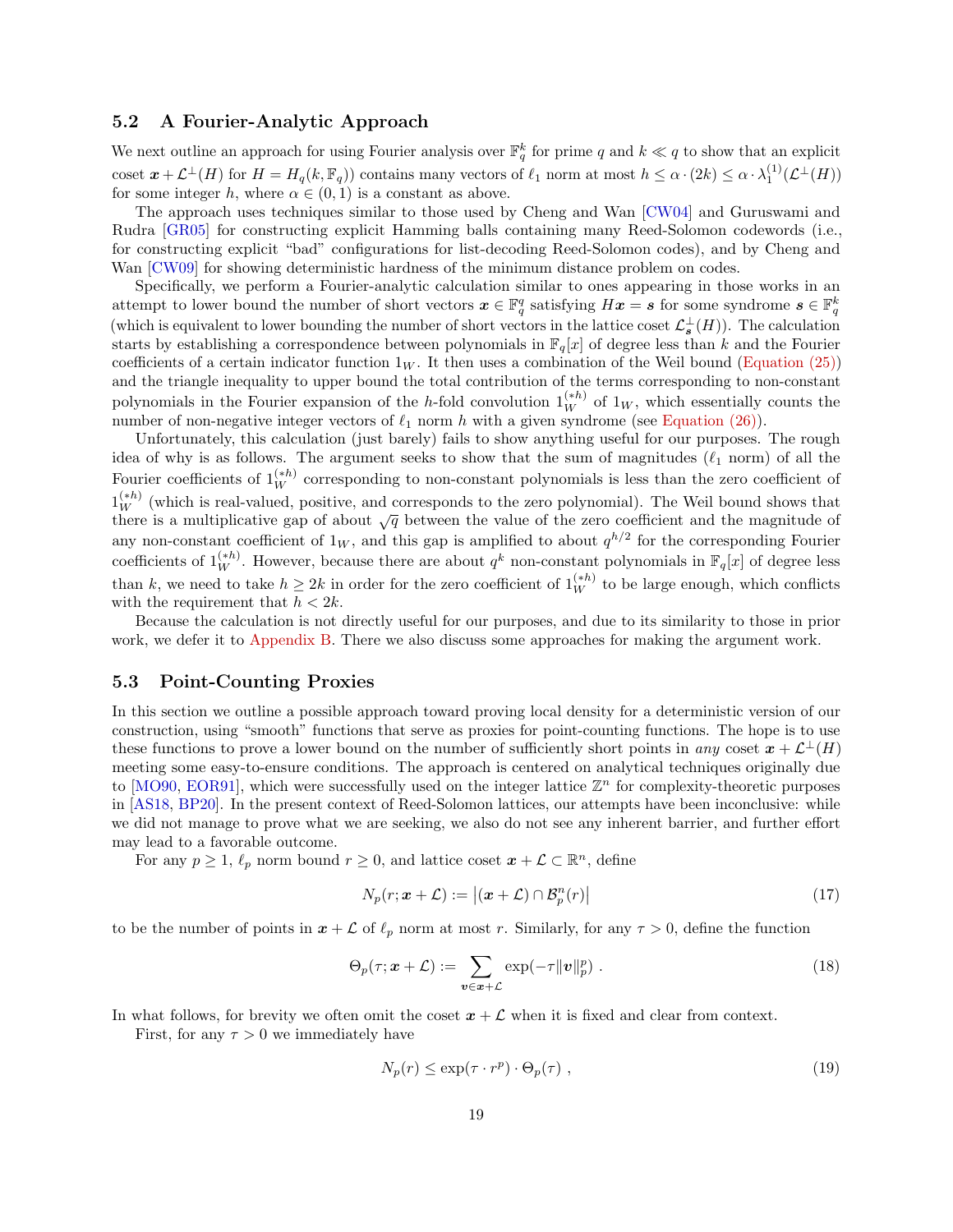### 5.2 A Fourier-Analytic Approach

We next outline an approach for using Fourier analysis over $\mathbb{F}_q^k$ for prime $q$ and $k \ll q$ to show that an explicit coset $\boldsymbol{x} + \mathcal{L}^\perp(H)$ for $H = H_q(k, \mathbb{F}_q))$ contains many vectors of $\ell_1$ norm at most $h \leq \alpha \cdot (2k) \leq \alpha \cdot \lambda_1^{(1)}(\mathcal{L}^\perp(H))$ for some integer $h$, where $\alpha \in (0, 1)$ is a constant as above.

The approach uses techniques similar to those used by Cheng and Wan [CW04] and Guruswami and Rudra [GR05] for constructing explicit Hamming balls containing many Reed-Solomon codewords (i.e., for constructing explicit "bad" configurations for list-decoding Reed-Solomon codes), and by Cheng and Wan [CW09] for showing deterministic hardness of the minimum distance problem on codes.

Specifically, we perform a Fourier-analytic calculation similar to ones appearing in those works in an attempt to lower bound the number of short vectors $\boldsymbol{x} \in \mathbb{F}_q^q$ satisfying $H\boldsymbol{x} = \boldsymbol{s}$ for some syndrome $\boldsymbol{s} \in \mathbb{F}_q^k$ (which is equivalent to lower bounding the number of short vectors in the lattice coset $\mathcal{L}_{\boldsymbol{s}}^\perp(H)$). The calculation starts by establishing a correspondence between polynomials in $\mathbb{F}_q[x]$ of degree less than $k$ and the Fourier coefficients of a certain indicator function $1_W$. It then uses a combination of the Weil bound (Equation (25)) and the triangle inequality to upper bound the total contribution of the terms corresponding to non-constant polynomials in the Fourier expansion of the $h$-fold convolution $1_W^{(*h)}$ of $1_W$, which essentially counts the number of non-negative integer vectors of $\ell_1$ norm $h$ with a given syndrome (see Equation (26)).

Unfortunately, this calculation (just barely) fails to show anything useful for our purposes. The rough idea of why is as follows. The argument seeks to show that the sum of magnitudes ($\ell_1$ norm) of all the Fourier coefficients of $1_W^{(*h)}$ corresponding to non-constant polynomials is less than the zero coefficient of $1_W^{(*h)}$ (which is real-valued, positive, and corresponds to the zero polynomial). The Weil bound shows that there is a multiplicative gap of about $\sqrt{q}$ between the value of the zero coefficient and the magnitude of any non-constant coefficient of $1_W$, and this gap is amplified to about $q^{h/2}$ for the corresponding Fourier coefficients of $1_W^{(*h)}$. However, because there are about $q^k$ non-constant polynomials in $\mathbb{F}_q[x]$ of degree less than $k$, we need to take $h \geq 2k$ in order for the zero coefficient of $1_W^{(*h)}$ to be large enough, which conflicts with the requirement that $h < 2k$.

Because the calculation is not directly useful for our purposes, and due to its similarity to those in prior work, we defer it to Appendix B. There we also discuss some approaches for making the argument work.

### 5.3 Point-Counting Proxies

In this section we outline a possible approach toward proving local density for a deterministic version of our construction, using "smooth" functions that serve as proxies for point-counting functions. The hope is to use these functions to prove a lower bound on the number of sufficiently short points in *any* coset $\boldsymbol{x} + \mathcal{L}^\perp(H)$ meeting some easy-to-ensure conditions. The approach is centered on analytical techniques originally due to [MO90, EOR91], which were successfully used on the integer lattice $\mathbb{Z}^n$ for complexity-theoretic purposes in [AS18, BP20]. In the present context of Reed-Solomon lattices, our attempts have been inconclusive: while we did not manage to prove what we are seeking, we also do not see any inherent barrier, and further effort may lead to a favorable outcome.

For any $p \geq 1$, $\ell_p$ norm bound $r \geq 0$, and lattice coset $\boldsymbol{x} + \mathcal{L} \subset \mathbb{R}^n$, define

$$N_p(r; \boldsymbol{x} + \mathcal{L}) := \left|(\boldsymbol{x} + \mathcal{L}) \cap \mathcal{B}_p^n(r)\right| \tag{17}$$

to be the number of points in $\boldsymbol{x} + \mathcal{L}$ of $\ell_p$ norm at most $r$. Similarly, for any $\tau > 0$, define the function

$$\Theta_p(\tau; \boldsymbol{x} + \mathcal{L}) := \sum_{\boldsymbol{v} \in \boldsymbol{x} + \mathcal{L}} \exp(-\tau \|\boldsymbol{v}\|_p^p) \ . \tag{18}$$

In what follows, for brevity we often omit the coset $\boldsymbol{x} + \mathcal{L}$ when it is fixed and clear from context.

First, for any $\tau > 0$ we immediately have

$$N_p(r) \leq \exp(\tau \cdot r^p) \cdot \Theta_p(\tau) \ , \tag{19}$$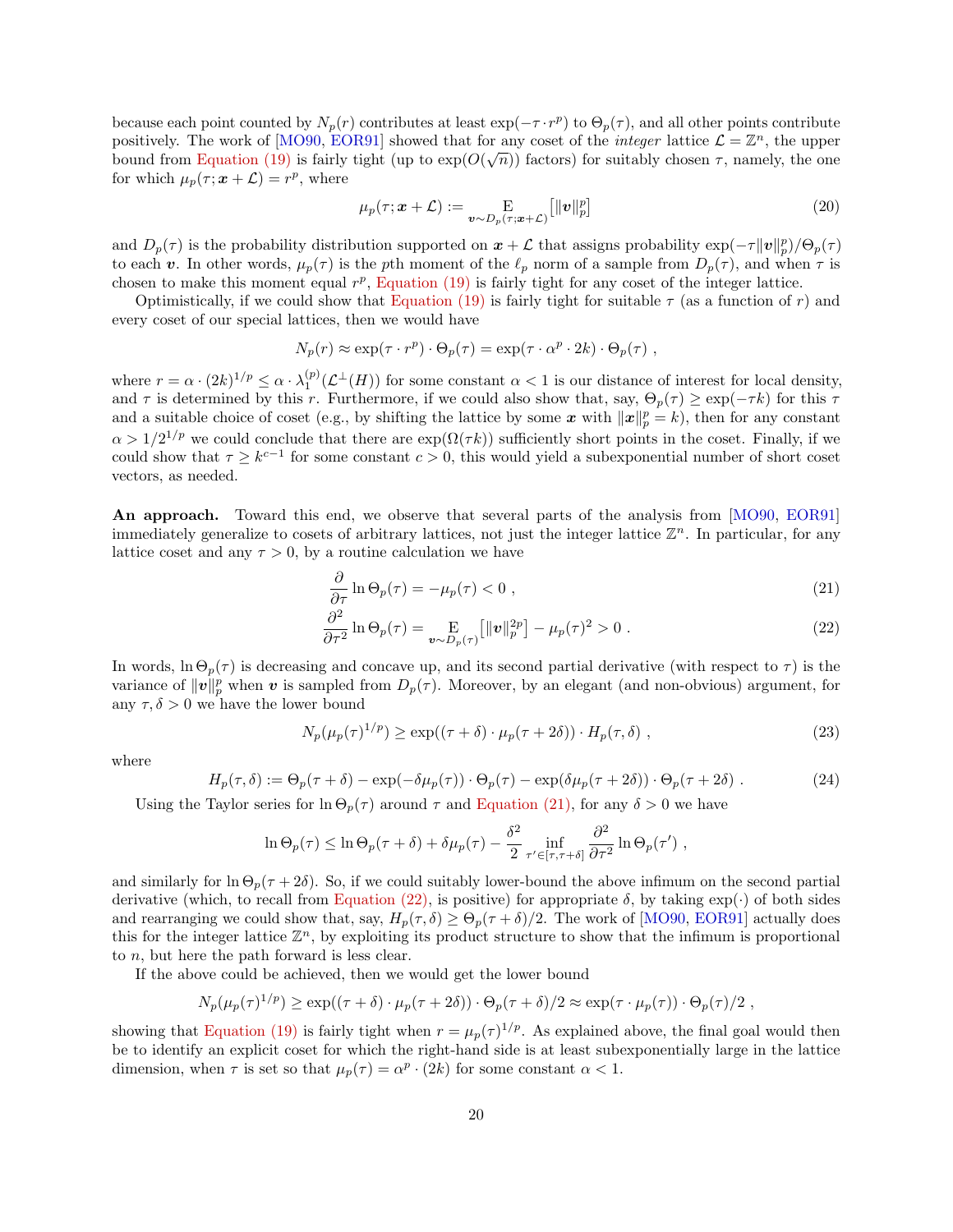because each point counted by $N_p(r)$ contributes at least $\exp(-\tau \cdot r^p)$ to $\Theta_p(\tau)$, and all other points contribute positively. The work of [MO90, EOR91] showed that for any coset of the *integer* lattice $\mathcal{L} = \mathbb{Z}^n$, the upper bound from Equation (19) is fairly tight (up to $\exp(O(\sqrt{n}))$ factors) for suitably chosen $\tau$, namely, the one for which $\mu_p(\tau; \boldsymbol{x} + \mathcal{L}) = r^p$, where

$$\mu_p(\tau; \boldsymbol{x} + \mathcal{L}) := \mathop{\mathrm{E}}_{\boldsymbol{v} \sim D_p(\tau; \boldsymbol{x}+\mathcal{L})} \big[ \|\boldsymbol{v}\|_p^p \big] \tag{20}$$

and $D_p(\tau)$ is the probability distribution supported on $\boldsymbol{x} + \mathcal{L}$ that assigns probability $\exp(-\tau\|\boldsymbol{v}\|_p^p)/\Theta_p(\tau)$ to each $\boldsymbol{v}$. In other words, $\mu_p(\tau)$ is the $p$th moment of the $\ell_p$ norm of a sample from $D_p(\tau)$, and when $\tau$ is chosen to make this moment equal $r^p$, Equation (19) is fairly tight for any coset of the integer lattice.

Optimistically, if we could show that Equation (19) is fairly tight for suitable $\tau$ (as a function of $r$) and every coset of our special lattices, then we would have

$$N_p(r) \approx \exp(\tau \cdot r^p) \cdot \Theta_p(\tau) = \exp(\tau \cdot \alpha^p \cdot 2k) \cdot \Theta_p(\tau) \ ,$$

where $r = \alpha \cdot (2k)^{1/p} \le \alpha \cdot \lambda_1^{(p)}(\mathcal{L}^\perp(H))$ for some constant $\alpha < 1$ is our distance of interest for local density, and $\tau$ is determined by this $r$. Furthermore, if we could also show that, say, $\Theta_p(\tau) \ge \exp(-\tau k)$ for this $\tau$ and a suitable choice of coset (e.g., by shifting the lattice by some $\boldsymbol{x}$ with $\|\boldsymbol{x}\|_p^p = k$), then for any constant $\alpha > 1/2^{1/p}$ we could conclude that there are $\exp(\Omega(\tau k))$ sufficiently short points in the coset. Finally, if we could show that $\tau \ge k^{c-1}$ for some constant $c > 0$, this would yield a subexponential number of short coset vectors, as needed.

**An approach.** Toward this end, we observe that several parts of the analysis from [MO90, EOR91] immediately generalize to cosets of arbitrary lattices, not just the integer lattice $\mathbb{Z}^n$. In particular, for any lattice coset and any $\tau > 0$, by a routine calculation we have

$$\frac{\partial}{\partial \tau} \ln \Theta_p(\tau) = -\mu_p(\tau) < 0 \ , \tag{21}$$

$$\frac{\partial^2}{\partial \tau^2} \ln \Theta_p(\tau) = \mathop{\mathrm{E}}_{\boldsymbol{v} \sim D_p(\tau)} \big[ \|\boldsymbol{v}\|_p^{2p} \big] - \mu_p(\tau)^2 > 0 \ . \tag{22}$$

In words, $\ln \Theta_p(\tau)$ is decreasing and concave up, and its second partial derivative (with respect to $\tau$) is the variance of $\|\boldsymbol{v}\|_p^p$ when $\boldsymbol{v}$ is sampled from $D_p(\tau)$. Moreover, by an elegant (and non-obvious) argument, for any $\tau, \delta > 0$ we have the lower bound

$$N_p(\mu_p(\tau)^{1/p}) \ge \exp((\tau + \delta) \cdot \mu_p(\tau + 2\delta)) \cdot H_p(\tau, \delta) \ , \tag{23}$$

where

$$H_p(\tau, \delta) := \Theta_p(\tau + \delta) - \exp(-\delta\mu_p(\tau)) \cdot \Theta_p(\tau) - \exp(\delta\mu_p(\tau + 2\delta)) \cdot \Theta_p(\tau + 2\delta) \ . \tag{24}$$

Using the Taylor series for $\ln \Theta_p(\tau)$ around $\tau$ and Equation (21), for any $\delta > 0$ we have

$$\ln \Theta_p(\tau) \le \ln \Theta_p(\tau + \delta) + \delta\mu_p(\tau) - \frac{\delta^2}{2} \inf_{\tau' \in [\tau, \tau+\delta]} \frac{\partial^2}{\partial \tau^2} \ln \Theta_p(\tau') \ ,$$

and similarly for $\ln \Theta_p(\tau + 2\delta)$. So, if we could suitably lower-bound the above infimum on the second partial derivative (which, to recall from Equation (22), is positive) for appropriate $\delta$, by taking $\exp(\cdot)$ of both sides and rearranging we could show that, say, $H_p(\tau, \delta) \ge \Theta_p(\tau + \delta)/2$. The work of [MO90, EOR91] actually does this for the integer lattice $\mathbb{Z}^n$, by exploiting its product structure to show that the infimum is proportional to $n$, but here the path forward is less clear.

If the above could be achieved, then we would get the lower bound

$$N_p(\mu_p(\tau)^{1/p}) \ge \exp((\tau + \delta) \cdot \mu_p(\tau + 2\delta)) \cdot \Theta_p(\tau + \delta)/2 \approx \exp(\tau \cdot \mu_p(\tau)) \cdot \Theta_p(\tau)/2 \ ,$$

showing that Equation (19) is fairly tight when $r = \mu_p(\tau)^{1/p}$. As explained above, the final goal would then be to identify an explicit coset for which the right-hand side is at least subexponentially large in the lattice dimension, when $\tau$ is set so that $\mu_p(\tau) = \alpha^p \cdot (2k)$ for some constant $\alpha < 1$.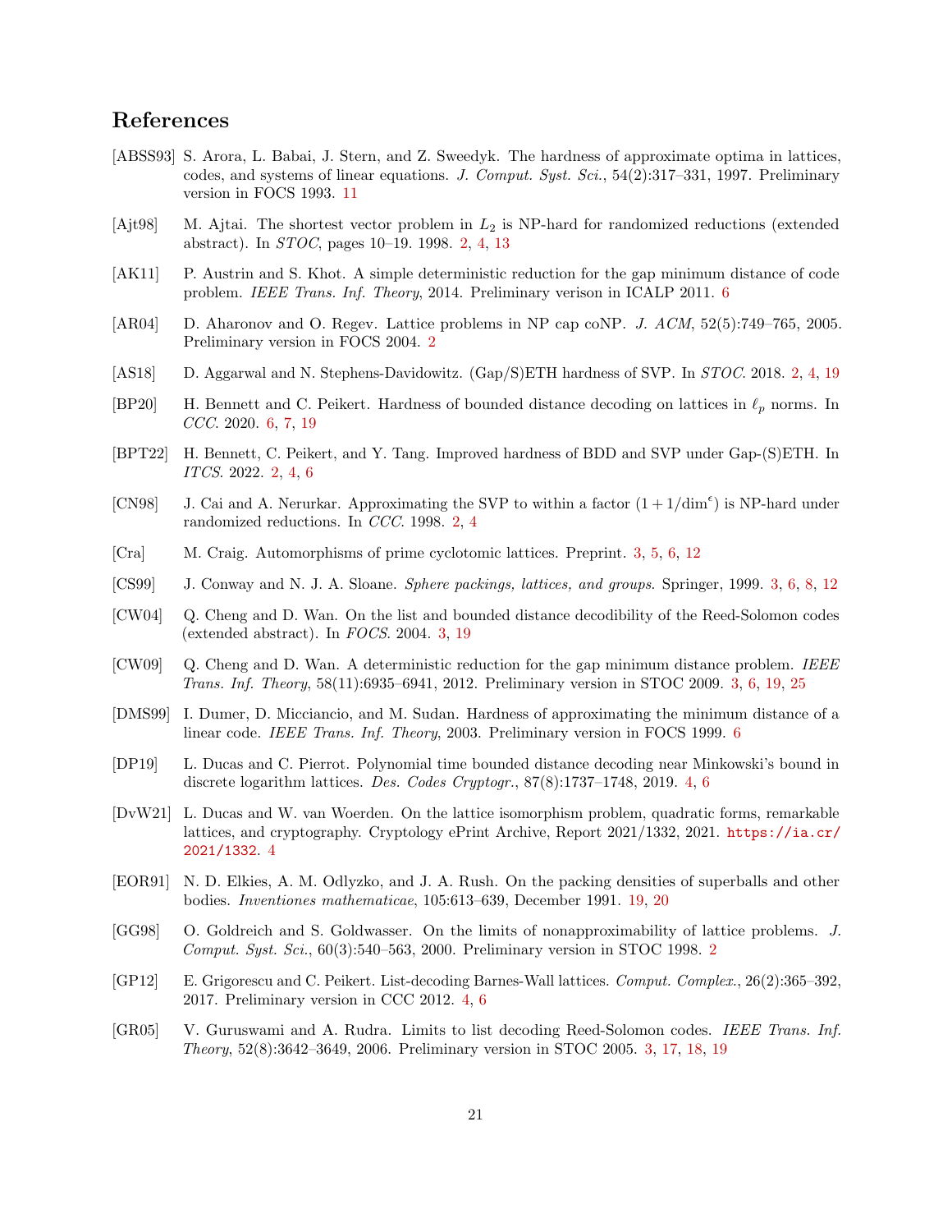## References

[ABSS93] S. Arora, L. Babai, J. Stern, and Z. Sweedyk. The hardness of approximate optima in lattices, codes, and systems of linear equations. *J. Comput. Syst. Sci.*, 54(2):317–331, 1997. Preliminary version in FOCS 1993. 11

[Ajt98] M. Ajtai. The shortest vector problem in $L_2$ is NP-hard for randomized reductions (extended abstract). In *STOC*, pages 10–19. 1998. 2, 4, 13

[AK11] P. Austrin and S. Khot. A simple deterministic reduction for the gap minimum distance of code problem. *IEEE Trans. Inf. Theory*, 2014. Preliminary verison in ICALP 2011. 6

[AR04] D. Aharonov and O. Regev. Lattice problems in NP cap coNP. *J. ACM*, 52(5):749–765, 2005. Preliminary version in FOCS 2004. 2

[AS18] D. Aggarwal and N. Stephens-Davidowitz. (Gap/S)ETH hardness of SVP. In *STOC*. 2018. 2, 4, 19

[BP20] H. Bennett and C. Peikert. Hardness of bounded distance decoding on lattices in $\ell_p$ norms. In *CCC*. 2020. 6, 7, 19

[BPT22] H. Bennett, C. Peikert, and Y. Tang. Improved hardness of BDD and SVP under Gap-(S)ETH. In *ITCS*. 2022. 2, 4, 6

[CN98] J. Cai and A. Nerurkar. Approximating the SVP to within a factor $(1 + 1/\dim^\epsilon)$ is NP-hard under randomized reductions. In *CCC*. 1998. 2, 4

[Cra] M. Craig. Automorphisms of prime cyclotomic lattices. Preprint. 3, 5, 6, 12

[CS99] J. Conway and N. J. A. Sloane. *Sphere packings, lattices, and groups*. Springer, 1999. 3, 6, 8, 12

[CW04] Q. Cheng and D. Wan. On the list and bounded distance decodibility of the Reed-Solomon codes (extended abstract). In *FOCS*. 2004. 3, 19

[CW09] Q. Cheng and D. Wan. A deterministic reduction for the gap minimum distance problem. *IEEE Trans. Inf. Theory*, 58(11):6935–6941, 2012. Preliminary version in STOC 2009. 3, 6, 19, 25

[DMS99] I. Dumer, D. Micciancio, and M. Sudan. Hardness of approximating the minimum distance of a linear code. *IEEE Trans. Inf. Theory*, 2003. Preliminary version in FOCS 1999. 6

[DP19] L. Ducas and C. Pierrot. Polynomial time bounded distance decoding near Minkowski's bound in discrete logarithm lattices. *Des. Codes Cryptogr.*, 87(8):1737–1748, 2019. 4, 6

[DvW21] L. Ducas and W. van Woerden. On the lattice isomorphism problem, quadratic forms, remarkable lattices, and cryptography. Cryptology ePrint Archive, Report 2021/1332, 2021. https://ia.cr/2021/1332. 4

[EOR91] N. D. Elkies, A. M. Odlyzko, and J. A. Rush. On the packing densities of superballs and other bodies. *Inventiones mathematicae*, 105:613–639, December 1991. 19, 20

[GG98] O. Goldreich and S. Goldwasser. On the limits of nonapproximability of lattice problems. *J. Comput. Syst. Sci.*, 60(3):540–563, 2000. Preliminary version in STOC 1998. 2

[GP12] E. Grigorescu and C. Peikert. List-decoding Barnes-Wall lattices. *Comput. Complex.*, 26(2):365–392, 2017. Preliminary version in CCC 2012. 4, 6

[GR05] V. Guruswami and A. Rudra. Limits to list decoding Reed-Solomon codes. *IEEE Trans. Inf. Theory*, 52(8):3642–3649, 2006. Preliminary version in STOC 2005. 3, 17, 18, 19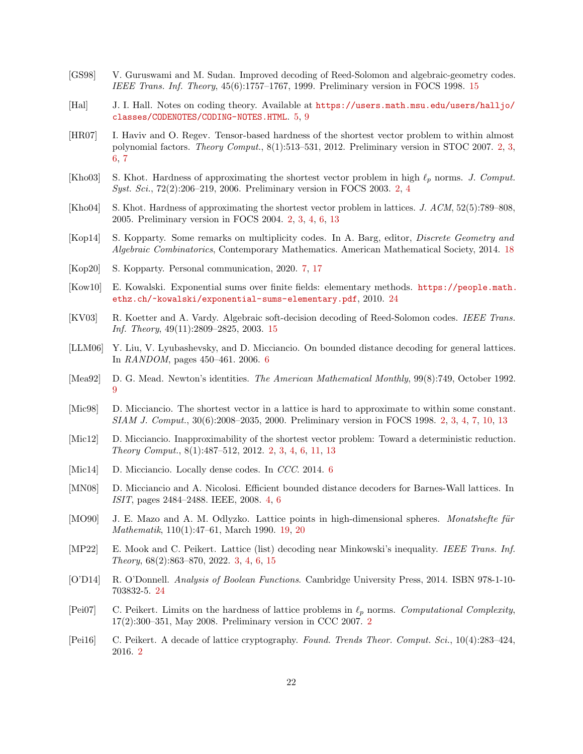[GS98] V. Guruswami and M. Sudan. Improved decoding of Reed-Solomon and algebraic-geometry codes. *IEEE Trans. Inf. Theory*, 45(6):1757–1767, 1999. Preliminary version in FOCS 1998. 15

[Hal] J. I. Hall. Notes on coding theory. Available at https://users.math.msu.edu/users/halljo/classes/CODENOTES/CODING-NOTES.HTML. 5, 9

[HR07] I. Haviv and O. Regev. Tensor-based hardness of the shortest vector problem to within almost polynomial factors. *Theory Comput.*, 8(1):513–531, 2012. Preliminary version in STOC 2007. 2, 3, 6, 7

[Kho03] S. Khot. Hardness of approximating the shortest vector problem in high $\ell_p$ norms. *J. Comput. Syst. Sci.*, 72(2):206–219, 2006. Preliminary version in FOCS 2003. 2, 4

[Kho04] S. Khot. Hardness of approximating the shortest vector problem in lattices. *J. ACM*, 52(5):789–808, 2005. Preliminary version in FOCS 2004. 2, 3, 4, 6, 13

[Kop14] S. Kopparty. Some remarks on multiplicity codes. In A. Barg, editor, *Discrete Geometry and Algebraic Combinatorics*, Contemporary Mathematics. American Mathematical Society, 2014. 18

[Kop20] S. Kopparty. Personal communication, 2020. 7, 17

[Kow10] E. Kowalski. Exponential sums over finite fields: elementary methods. https://people.math.ethz.ch/~kowalski/exponential-sums-elementary.pdf, 2010. 24

[KV03] R. Koetter and A. Vardy. Algebraic soft-decision decoding of Reed-Solomon codes. *IEEE Trans. Inf. Theory*, 49(11):2809–2825, 2003. 15

[LLM06] Y. Liu, V. Lyubashevsky, and D. Micciancio. On bounded distance decoding for general lattices. In *RANDOM*, pages 450–461. 2006. 6

[Mea92] D. G. Mead. Newton's identities. *The American Mathematical Monthly*, 99(8):749, October 1992. 9

[Mic98] D. Micciancio. The shortest vector in a lattice is hard to approximate to within some constant. *SIAM J. Comput.*, 30(6):2008–2035, 2000. Preliminary version in FOCS 1998. 2, 3, 4, 7, 10, 13

[Mic12] D. Micciancio. Inapproximability of the shortest vector problem: Toward a deterministic reduction. *Theory Comput.*, 8(1):487–512, 2012. 2, 3, 4, 6, 11, 13

[Mic14] D. Micciancio. Locally dense codes. In *CCC*. 2014. 6

[MN08] D. Micciancio and A. Nicolosi. Efficient bounded distance decoders for Barnes-Wall lattices. In *ISIT*, pages 2484–2488. IEEE, 2008. 4, 6

[MO90] J. E. Mazo and A. M. Odlyzko. Lattice points in high-dimensional spheres. *Monatshefte für Mathematik*, 110(1):47–61, March 1990. 19, 20

[MP22] E. Mook and C. Peikert. Lattice (list) decoding near Minkowski's inequality. *IEEE Trans. Inf. Theory*, 68(2):863–870, 2022. 3, 4, 6, 15

[O'D14] R. O'Donnell. *Analysis of Boolean Functions*. Cambridge University Press, 2014. ISBN 978-1-10-703832-5. 24

[Pei07] C. Peikert. Limits on the hardness of lattice problems in $\ell_p$ norms. *Computational Complexity*, 17(2):300–351, May 2008. Preliminary version in CCC 2007. 2

[Pei16] C. Peikert. A decade of lattice cryptography. *Found. Trends Theor. Comput. Sci.*, 10(4):283–424, 2016. 2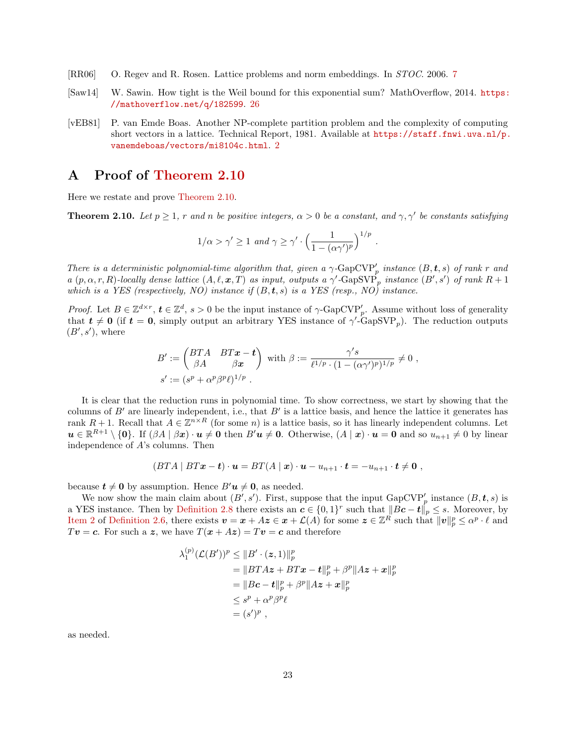[RR06] O. Regev and R. Rosen. Lattice problems and norm embeddings. In *STOC*. 2006. 7

[Saw14] W. Sawin. How tight is the Weil bound for this exponential sum? MathOverflow, 2014. https://mathoverflow.net/q/182599. 26

[vEB81] P. van Emde Boas. Another NP-complete partition problem and the complexity of computing short vectors in a lattice. Technical Report, 1981. Available at https://staff.fnwi.uva.nl/p.vanemdeboas/vectors/mi8104c.html. 2

# A Proof of Theorem 2.10

Here we restate and prove Theorem 2.10.

**Theorem 2.10.** *Let $p \geq 1$, $r$ and $n$ be positive integers, $\alpha > 0$ be a constant, and $\gamma, \gamma'$ be constants satisfying*

$$1/\alpha > \gamma' \geq 1 \text{ and } \gamma \geq \gamma' \cdot \Big(\frac{1}{1-(\alpha\gamma')^p}\Big)^{1/p} \ .$$

*There is a deterministic polynomial-time algorithm that, given a $\gamma$-GapCVP$'_p$ instance $(B, \boldsymbol{t}, s)$ of rank $r$ and a $(p, \alpha, r, R)$-locally dense lattice $(A, \ell, \boldsymbol{x}, T)$ as input, outputs a $\gamma'$-GapSVP$_p$ instance $(B', s')$ of rank $R+1$ which is a YES (respectively, NO) instance if $(B, \boldsymbol{t}, s)$ is a YES (resp., NO) instance.*

*Proof.* Let $B \in \mathbb{Z}^{d\times r}$, $\boldsymbol{t} \in \mathbb{Z}^d$, $s > 0$ be the input instance of $\gamma$-GapCVP$'_p$. Assume without loss of generality that $\boldsymbol{t} \neq \boldsymbol{0}$ (if $\boldsymbol{t} = \boldsymbol{0}$, simply output an arbitrary YES instance of $\gamma'$-GapSVP$_p$). The reduction outputs $(B', s')$, where

$$B' := \begin{pmatrix} BTA & BT\boldsymbol{x} - \boldsymbol{t} \\ \beta A & \beta \boldsymbol{x} \end{pmatrix} \text{ with } \beta := \frac{\gamma' s}{\ell^{1/p}\cdot(1-(\alpha\gamma')^p)^{1/p}} \neq 0 \ ,$$
$$s' := (s^p + \alpha^p\beta^p\ell)^{1/p} \ .$$

It is clear that the reduction runs in polynomial time. To show correctness, we start by showing that the columns of $B'$ are linearly independent, i.e., that $B'$ is a lattice basis, and hence the lattice it generates has rank $R+1$. Recall that $A \in \mathbb{Z}^{n\times R}$ (for some $n$) is a lattice basis, so it has linearly independent columns. Let $\boldsymbol{u} \in \mathbb{R}^{R+1} \setminus \{\boldsymbol{0}\}$. If $(\beta A \mid \beta \boldsymbol{x}) \cdot \boldsymbol{u} \neq \boldsymbol{0}$ then $B'\boldsymbol{u} \neq \boldsymbol{0}$. Otherwise, $(A \mid \boldsymbol{x}) \cdot \boldsymbol{u} = \boldsymbol{0}$ and so $u_{n+1} \neq 0$ by linear independence of $A$'s columns. Then

$$(BTA \mid BT\boldsymbol{x} - \boldsymbol{t}) \cdot \boldsymbol{u} = BT(A \mid \boldsymbol{x}) \cdot \boldsymbol{u} - u_{n+1} \cdot \boldsymbol{t} = -u_{n+1} \cdot \boldsymbol{t} \neq \boldsymbol{0} \ ,$$

because $\boldsymbol{t} \neq \boldsymbol{0}$ by assumption. Hence $B'\boldsymbol{u} \neq \boldsymbol{0}$, as needed.

We now show the main claim about $(B', s')$. First, suppose that the input GapCVP$'_p$ instance $(B, \boldsymbol{t}, s)$ is a YES instance. Then by Definition 2.8 there exists an $\boldsymbol{c} \in \{0,1\}^r$ such that $\|B\boldsymbol{c} - \boldsymbol{t}\|_p \leq s$. Moreover, by Item 2 of Definition 2.6, there exists $\boldsymbol{v} = \boldsymbol{x} + A\boldsymbol{z} \in \boldsymbol{x} + \mathcal{L}(A)$ for some $\boldsymbol{z} \in \mathbb{Z}^R$ such that $\|\boldsymbol{v}\|_p^p \leq \alpha^p \cdot \ell$ and $T\boldsymbol{v} = \boldsymbol{c}$. For such a $\boldsymbol{z}$, we have $T(\boldsymbol{x} + A\boldsymbol{z}) = T\boldsymbol{v} = \boldsymbol{c}$ and therefore

$$\begin{aligned}
\lambda_1^{(p)}(\mathcal{L}(B'))^p &\leq \|B' \cdot (\boldsymbol{z}, 1)\|_p^p \\
&= \|BTA\boldsymbol{z} + BT\boldsymbol{x} - \boldsymbol{t}\|_p^p + \beta^p\|A\boldsymbol{z} + \boldsymbol{x}\|_p^p \\
&= \|B\boldsymbol{c} - \boldsymbol{t}\|_p^p + \beta^p\|A\boldsymbol{z} + \boldsymbol{x}\|_p^p \\
&\leq s^p + \alpha^p\beta^p\ell \\
&= (s')^p \ ,
\end{aligned}$$

as needed.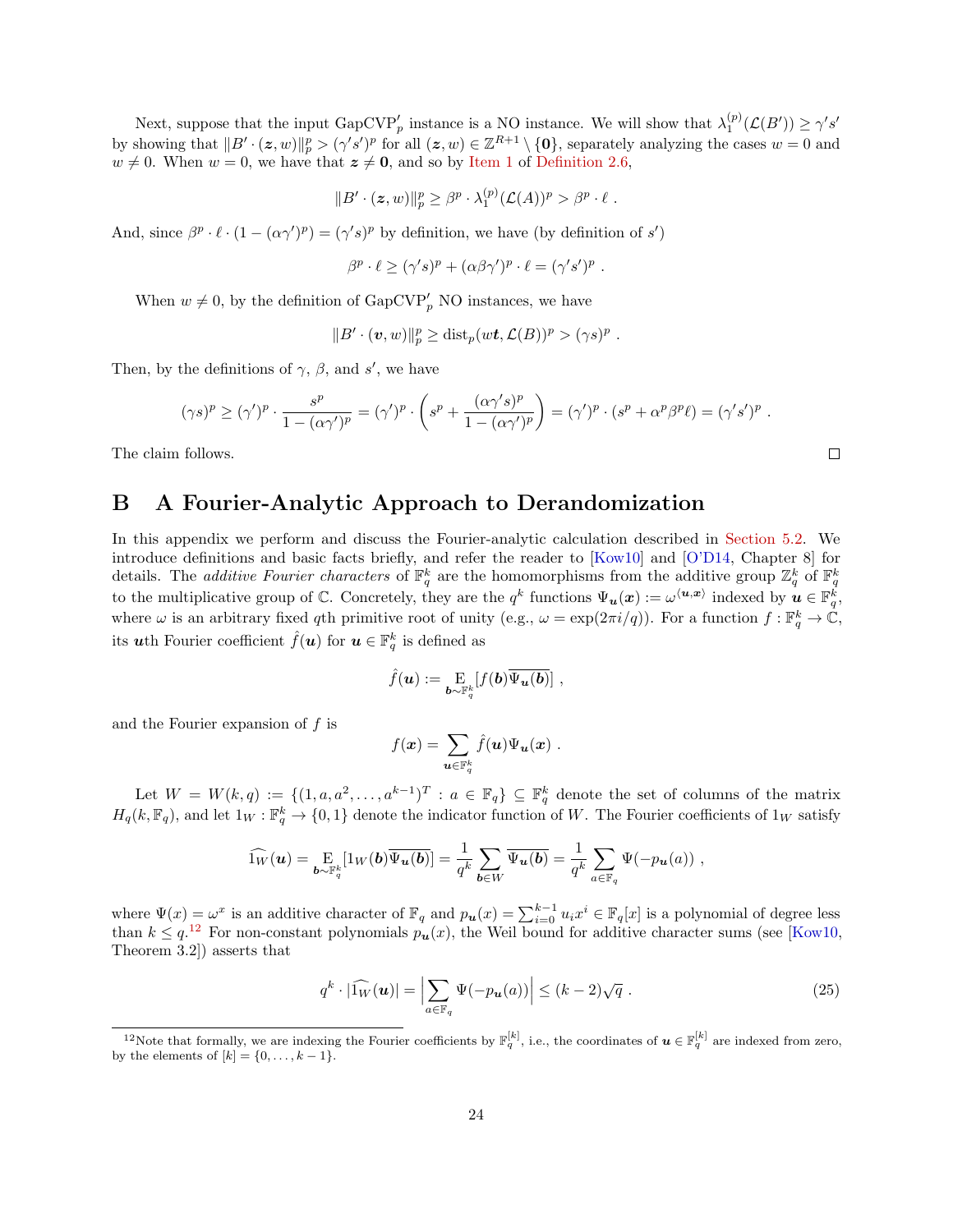Next, suppose that the input $\mathrm{GapCVP}'_p$ instance is a NO instance. We will show that $\lambda_1^{(p)}(\mathcal{L}(B')) \geq \gamma' s'$ by showing that $\|B' \cdot (\boldsymbol{z}, w)\|_p^p > (\gamma' s')^p$ for all $(\boldsymbol{z}, w) \in \mathbb{Z}^{R+1} \setminus \{\boldsymbol{0}\}$, separately analyzing the cases $w = 0$ and $w \neq 0$. When $w = 0$, we have that $\boldsymbol{z} \neq \boldsymbol{0}$, and so by Item 1 of Definition 2.6,

$$\|B' \cdot (\boldsymbol{z}, w)\|_p^p \geq \beta^p \cdot \lambda_1^{(p)}(\mathcal{L}(A))^p > \beta^p \cdot \ell \ .$$

And, since $\beta^p \cdot \ell \cdot (1 - (\alpha\gamma')^p) = (\gamma' s)^p$ by definition, we have (by definition of $s'$)

$$\beta^p \cdot \ell \geq (\gamma' s)^p + (\alpha\beta\gamma')^p \cdot \ell = (\gamma' s')^p \ .$$

When $w \neq 0$, by the definition of $\mathrm{GapCVP}'_p$ NO instances, we have

$$\|B' \cdot (\boldsymbol{v}, w)\|_p^p \geq \mathrm{dist}_p(w\boldsymbol{t}, \mathcal{L}(B))^p > (\gamma s)^p \ .$$

Then, by the definitions of $\gamma$, $\beta$, and $s'$, we have

$$(\gamma s)^p \geq (\gamma')^p \cdot \frac{s^p}{1 - (\alpha\gamma')^p} = (\gamma')^p \cdot \left(s^p + \frac{(\alpha\gamma' s)^p}{1 - (\alpha\gamma')^p}\right) = (\gamma')^p \cdot (s^p + \alpha^p \beta^p \ell) = (\gamma' s')^p \ .$$

The claim follows. $\square$

# B A Fourier-Analytic Approach to Derandomization

In this appendix we perform and discuss the Fourier-analytic calculation described in Section 5.2. We introduce definitions and basic facts briefly, and refer the reader to [Kow10] and [O'D14, Chapter 8] for details. The *additive Fourier characters* of $\mathbb{F}_q^k$ are the homomorphisms from the additive group $\mathbb{Z}_q^k$ of $\mathbb{F}_q^k$ to the multiplicative group of $\mathbb{C}$. Concretely, they are the $q^k$ functions $\Psi_{\boldsymbol{u}}(\boldsymbol{x}) := \omega^{\langle \boldsymbol{u}, \boldsymbol{x} \rangle}$ indexed by $\boldsymbol{u} \in \mathbb{F}_q^k$, where $\omega$ is an arbitrary fixed $q$th primitive root of unity (e.g., $\omega = \exp(2\pi i/q)$). For a function $f : \mathbb{F}_q^k \to \mathbb{C}$, its $\boldsymbol{u}$th Fourier coefficient $\hat{f}(\boldsymbol{u})$ for $\boldsymbol{u} \in \mathbb{F}_q^k$ is defined as

$$\hat{f}(\boldsymbol{u}) := \mathop{\mathrm{E}}_{\boldsymbol{b} \sim \mathbb{F}_q^k}[f(\boldsymbol{b})\overline{\Psi_{\boldsymbol{u}}(\boldsymbol{b})}] \ ,$$

and the Fourier expansion of $f$ is

$$f(\boldsymbol{x}) = \sum_{\boldsymbol{u} \in \mathbb{F}_q^k} \hat{f}(\boldsymbol{u})\Psi_{\boldsymbol{u}}(\boldsymbol{x}) \ .$$

Let $W = W(k, q) := \{(1, a, a^2, \ldots, a^{k-1})^T : a \in \mathbb{F}_q\} \subseteq \mathbb{F}_q^k$ denote the set of columns of the matrix $H_q(k, \mathbb{F}_q)$, and let $1_W : \mathbb{F}_q^k \to \{0, 1\}$ denote the indicator function of $W$. The Fourier coefficients of $1_W$ satisfy

$$\widehat{1_W}(\boldsymbol{u}) = \mathop{\mathrm{E}}_{\boldsymbol{b} \sim \mathbb{F}_q^k}[1_W(\boldsymbol{b})\overline{\Psi_{\boldsymbol{u}}(\boldsymbol{b})}] = \frac{1}{q^k} \sum_{\boldsymbol{b} \in W} \overline{\Psi_{\boldsymbol{u}}(\boldsymbol{b})} = \frac{1}{q^k} \sum_{a \in \mathbb{F}_q} \Psi(-p_{\boldsymbol{u}}(a)) \ ,$$

where $\Psi(x) = \omega^x$ is an additive character of $\mathbb{F}_q$ and $p_{\boldsymbol{u}}(x) = \sum_{i=0}^{k-1} u_i x^i \in \mathbb{F}_q[x]$ is a polynomial of degree less than $k \leq q$.[12] For non-constant polynomials $p_{\boldsymbol{u}}(x)$, the Weil bound for additive character sums (see [Kow10, Theorem 3.2]) asserts that

$$q^k \cdot |\widehat{1_W}(\boldsymbol{u})| = \Big|\sum_{a \in \mathbb{F}_q} \Psi(-p_{\boldsymbol{u}}(a))\Big| \leq (k-2)\sqrt{q} \ . \tag{25}$$

[12] Note that formally, we are indexing the Fourier coefficients by $\mathbb{F}_q^{[k]}$, i.e., the coordinates of $\boldsymbol{u} \in \mathbb{F}_q^{[k]}$ are indexed from zero, by the elements of $[k] = \{0, \ldots, k-1\}$.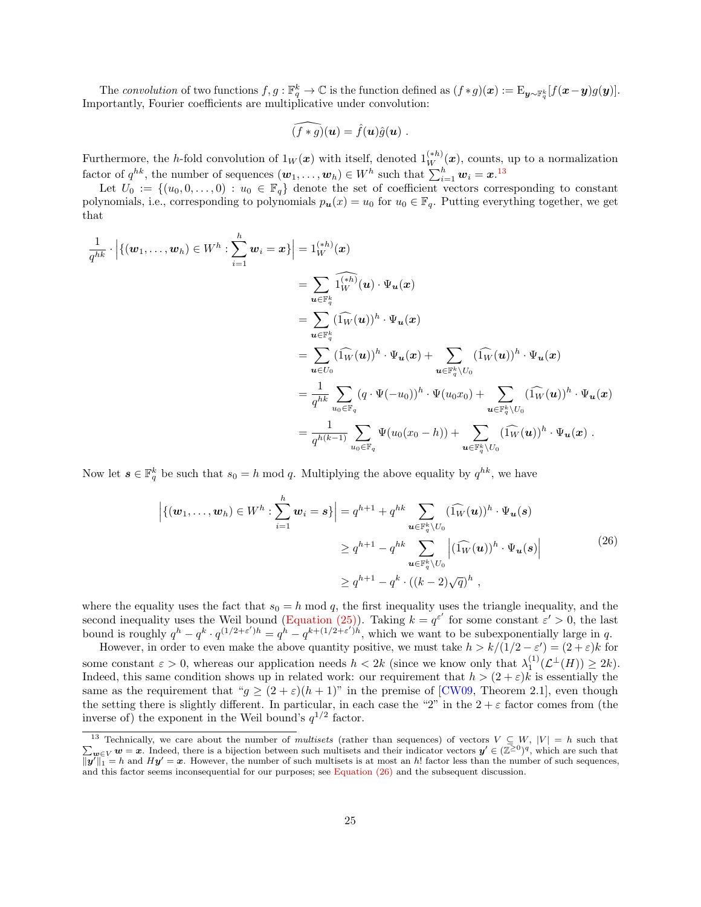The *convolution* of two functions $f, g : \mathbb{F}_q^k \to \mathbb{C}$ is the function defined as $(f * g)(\boldsymbol{x}) := \mathrm{E}_{\boldsymbol{y} \sim \mathbb{F}_q^k}[f(\boldsymbol{x} - \boldsymbol{y})g(\boldsymbol{y})]$. Importantly, Fourier coefficients are multiplicative under convolution:

$$\widehat{(f * g)}(\boldsymbol{u}) = \hat{f}(\boldsymbol{u})\hat{g}(\boldsymbol{u}) \ .$$

Furthermore, the $h$-fold convolution of $1_W(\boldsymbol{x})$ with itself, denoted $1_W^{(*h)}(\boldsymbol{x})$, counts, up to a normalization factor of $q^{hk}$, the number of sequences $(\boldsymbol{w}_1, \ldots, \boldsymbol{w}_h) \in W^h$ such that $\sum_{i=1}^h \boldsymbol{w}_i = \boldsymbol{x}$.[13]

Let $U_0 := \{(u_0, 0, \ldots, 0) : u_0 \in \mathbb{F}_q\}$ denote the set of coefficient vectors corresponding to constant polynomials, i.e., corresponding to polynomials $p_{\boldsymbol{u}}(x) = u_0$ for $u_0 \in \mathbb{F}_q$. Putting everything together, we get that

$$\begin{aligned}
\frac{1}{q^{hk}} \cdot \left|\{(\boldsymbol{w}_1, \ldots, \boldsymbol{w}_h) \in W^h : \sum_{i=1}^h \boldsymbol{w}_i = \boldsymbol{x}\}\right| &= 1_W^{(*h)}(\boldsymbol{x}) \\
&= \sum_{\boldsymbol{u} \in \mathbb{F}_q^k} \widehat{1_W^{(*h)}}(\boldsymbol{u}) \cdot \Psi_{\boldsymbol{u}}(\boldsymbol{x}) \\
&= \sum_{\boldsymbol{u} \in \mathbb{F}_q^k} (\widehat{1_W}(\boldsymbol{u}))^h \cdot \Psi_{\boldsymbol{u}}(\boldsymbol{x}) \\
&= \sum_{\boldsymbol{u} \in U_0} (\widehat{1_W}(\boldsymbol{u}))^h \cdot \Psi_{\boldsymbol{u}}(\boldsymbol{x}) + \sum_{\boldsymbol{u} \in \mathbb{F}_q^k \setminus U_0} (\widehat{1_W}(\boldsymbol{u}))^h \cdot \Psi_{\boldsymbol{u}}(\boldsymbol{x}) \\
&= \frac{1}{q^{hk}} \sum_{u_0 \in \mathbb{F}_q} (q \cdot \Psi(-u_0))^h \cdot \Psi(u_0 x_0) + \sum_{\boldsymbol{u} \in \mathbb{F}_q^k \setminus U_0} (\widehat{1_W}(\boldsymbol{u}))^h \cdot \Psi_{\boldsymbol{u}}(\boldsymbol{x}) \\
&= \frac{1}{q^{h(k-1)}} \sum_{u_0 \in \mathbb{F}_q} \Psi(u_0(x_0 - h)) + \sum_{\boldsymbol{u} \in \mathbb{F}_q^k \setminus U_0} (\widehat{1_W}(\boldsymbol{u}))^h \cdot \Psi_{\boldsymbol{u}}(\boldsymbol{x}) \ .
\end{aligned}$$

Now let $\boldsymbol{s} \in \mathbb{F}_q^k$ be such that $s_0 = h \bmod q$. Multiplying the above equality by $q^{hk}$, we have

$$\begin{aligned}
\left|\{(\boldsymbol{w}_1, \ldots, \boldsymbol{w}_h) \in W^h : \sum_{i=1}^h \boldsymbol{w}_i = \boldsymbol{s}\}\right| &= q^{h+1} + q^{hk} \sum_{\boldsymbol{u} \in \mathbb{F}_q^k \setminus U_0} (\widehat{1_W}(\boldsymbol{u}))^h \cdot \Psi_{\boldsymbol{u}}(\boldsymbol{s}) \\
&\geq q^{h+1} - q^{hk} \sum_{\boldsymbol{u} \in \mathbb{F}_q^k \setminus U_0} \left|(\widehat{1_W}(\boldsymbol{u}))^h \cdot \Psi_{\boldsymbol{u}}(\boldsymbol{s})\right| \\
&\geq q^{h+1} - q^k \cdot ((k-2)\sqrt{q})^h \ ,
\end{aligned} \tag{26}$$

where the equality uses the fact that $s_0 = h \bmod q$, the first inequality uses the triangle inequality, and the second inequality uses the Weil bound (Equation (25)). Taking $k = q^{\varepsilon'}$ for some constant $\varepsilon' > 0$, the last bound is roughly $q^h - q^k \cdot q^{(1/2+\varepsilon')h} = q^h - q^{k+(1/2+\varepsilon')h}$, which we want to be subexponentially large in $q$.

However, in order to even make the above quantity positive, we must take $h > k/(1/2 - \varepsilon') = (2+\varepsilon)k$ for some constant $\varepsilon > 0$, whereas our application needs $h < 2k$ (since we know only that $\lambda_1^{(1)}(\mathcal{L}^\perp(H)) \geq 2k$). Indeed, this same condition shows up in related work: our requirement that $h > (2+\varepsilon)k$ is essentially the same as the requirement that "$g \geq (2+\varepsilon)(h+1)$" in the premise of [CW09, Theorem 2.1], even though the setting there is slightly different. In particular, in each case the "2" in the $2+\varepsilon$ factor comes from (the inverse of) the exponent in the Weil bound's $q^{1/2}$ factor.

---

[13] Technically, we care about the number of *multisets* (rather than sequences) of vectors $V \subseteq W$, $|V| = h$ such that $\sum_{\boldsymbol{w} \in V} \boldsymbol{w} = \boldsymbol{x}$. Indeed, there is a bijection between such multisets and their indicator vectors $\boldsymbol{y}' \in (\mathbb{Z}^{\geq 0})^q$, which are such that $\|\boldsymbol{y}'\|_1 = h$ and $H\boldsymbol{y}' = \boldsymbol{x}$. However, the number of such multisets is at most an $h!$ factor less than the number of such sequences, and this factor seems inconsequential for our purposes; see Equation (26) and the subsequent discussion.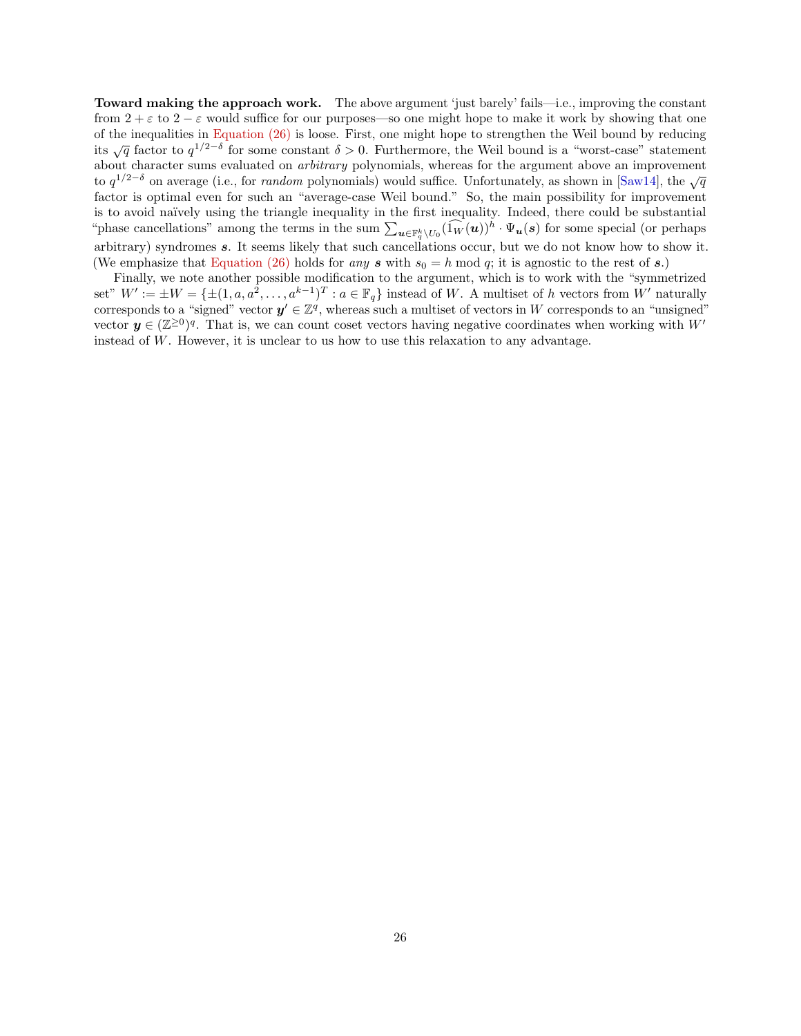**Toward making the approach work.** The above argument 'just barely' fails—i.e., improving the constant from $2 + \varepsilon$ to $2 - \varepsilon$ would suffice for our purposes—so one might hope to make it work by showing that one of the inequalities in Equation (26) is loose. First, one might hope to strengthen the Weil bound by reducing its $\sqrt{q}$ factor to $q^{1/2-\delta}$ for some constant $\delta > 0$. Furthermore, the Weil bound is a "worst-case" statement about character sums evaluated on *arbitrary* polynomials, whereas for the argument above an improvement to $q^{1/2-\delta}$ on average (i.e., for *random* polynomials) would suffice. Unfortunately, as shown in [Saw14], the $\sqrt{q}$ factor is optimal even for such an "average-case Weil bound." So, the main possibility for improvement is to avoid naïvely using the triangle inequality in the first inequality. Indeed, there could be substantial "phase cancellations" among the terms in the sum $\sum_{\boldsymbol{u} \in \mathbb{F}_q^k \setminus U_0} (\widehat{1_W}(\boldsymbol{u}))^h \cdot \Psi_{\boldsymbol{u}}(\boldsymbol{s})$ for some special (or perhaps arbitrary) syndromes $\boldsymbol{s}$. It seems likely that such cancellations occur, but we do not know how to show it. (We emphasize that Equation (26) holds for *any* $\boldsymbol{s}$ with $s_0 = h \bmod q$; it is agnostic to the rest of $\boldsymbol{s}$.)

Finally, we note another possible modification to the argument, which is to work with the "symmetrized set" $W' := \pm W = \{\pm(1, a, a^2, \ldots, a^{k-1})^T : a \in \mathbb{F}_q\}$ instead of $W$. A multiset of $h$ vectors from $W'$ naturally corresponds to a "signed" vector $\boldsymbol{y'} \in \mathbb{Z}^q$, whereas such a multiset of vectors in $W$ corresponds to an "unsigned" vector $\boldsymbol{y} \in (\mathbb{Z}^{\geq 0})^q$. That is, we can count coset vectors having negative coordinates when working with $W'$ instead of $W$. However, it is unclear to us how to use this relaxation to any advantage.